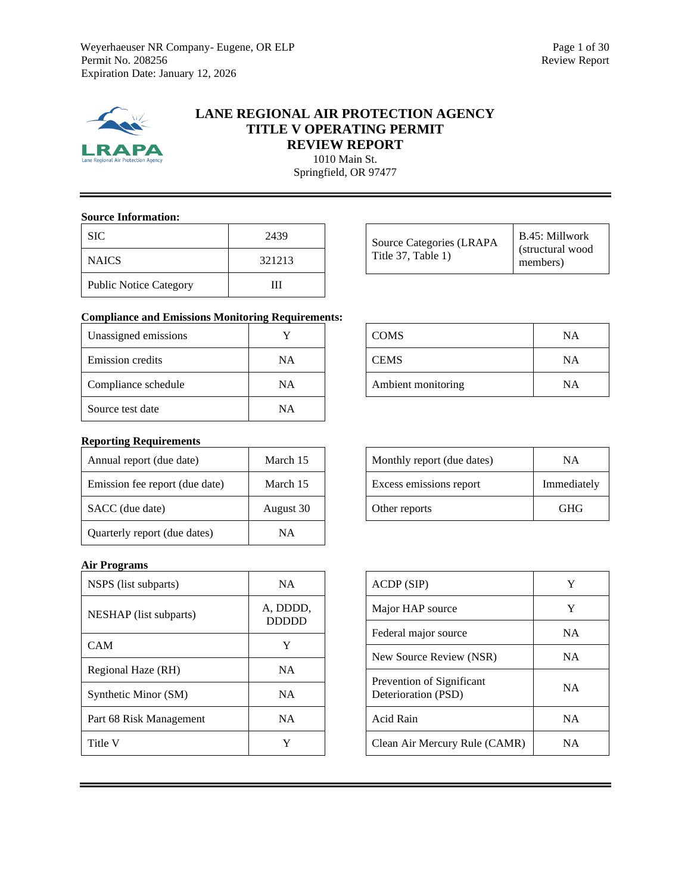# LANE REGIONAL AIR PROTECTION AGENCY
# TITLE V OPERATING PERMIT
# REVIEW REPORT

1010 Main St.
Springfield, OR 97477

### Source Information:

| SIC | 2439 |
|---|---|
| NAICS | 321213 |
| Public Notice Category | III |

| Source Categories (LRAPA Title 37, Table 1) | B.45: Millwork (structural wood members) |
|---|---|

### Compliance and Emissions Monitoring Requirements:

| Unassigned emissions | Y |
|---|---|
| Emission credits | NA |
| Compliance schedule | NA |
| Source test date | NA |

| COMS | NA |
|---|---|
| CEMS | NA |
| Ambient monitoring | NA |

### Reporting Requirements

| Annual report (due date) | March 15 |
|---|---|
| Emission fee report (due date) | March 15 |
| SACC (due date) | August 30 |
| Quarterly report (due dates) | NA |

| Monthly report (due dates) | NA |
|---|---|
| Excess emissions report | Immediately |
| Other reports | GHG |

### Air Programs

| NSPS (list subparts) | NA |
|---|---|
| NESHAP (list subparts) | A, DDDD, DDDDD |
| CAM | Y |
| Regional Haze (RH) | NA |
| Synthetic Minor (SM) | NA |
| Part 68 Risk Management | NA |
| Title V | Y |

| ACDP (SIP) | Y |
|---|---|
| Major HAP source | Y |
| Federal major source | NA |
| New Source Review (NSR) | NA |
| Prevention of Significant Deterioration (PSD) | NA |
| Acid Rain | NA |
| Clean Air Mercury Rule (CAMR) | NA |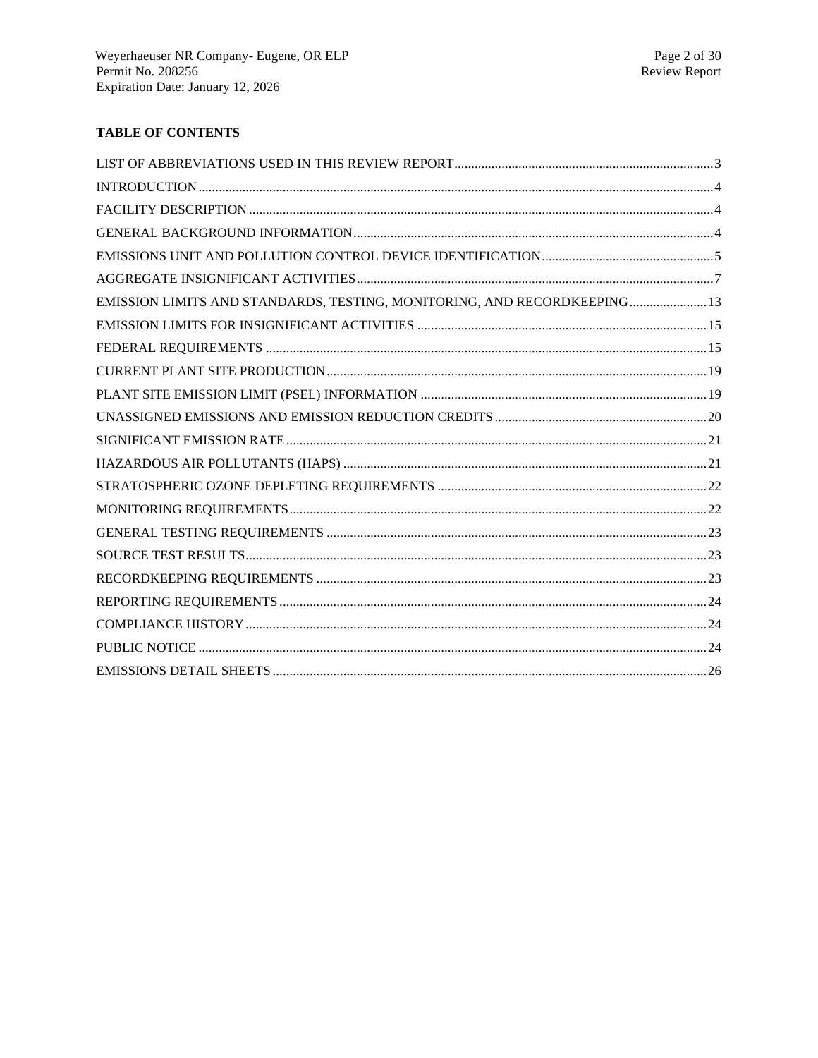**TABLE OF CONTENTS**

LIST OF ABBREVIATIONS USED IN THIS REVIEW REPORT....3
INTRODUCTION....4
FACILITY DESCRIPTION....4
GENERAL BACKGROUND INFORMATION....4
EMISSIONS UNIT AND POLLUTION CONTROL DEVICE IDENTIFICATION....5
AGGREGATE INSIGNIFICANT ACTIVITIES....7
EMISSION LIMITS AND STANDARDS, TESTING, MONITORING, AND RECORDKEEPING....13
EMISSION LIMITS FOR INSIGNIFICANT ACTIVITIES....15
FEDERAL REQUIREMENTS....15
CURRENT PLANT SITE PRODUCTION....19
PLANT SITE EMISSION LIMIT (PSEL) INFORMATION....19
UNASSIGNED EMISSIONS AND EMISSION REDUCTION CREDITS....20
SIGNIFICANT EMISSION RATE....21
HAZARDOUS AIR POLLUTANTS (HAPS)....21
STRATOSPHERIC OZONE DEPLETING REQUIREMENTS....22
MONITORING REQUIREMENTS....22
GENERAL TESTING REQUIREMENTS....23
SOURCE TEST RESULTS....23
RECORDKEEPING REQUIREMENTS....23
REPORTING REQUIREMENTS....24
COMPLIANCE HISTORY....24
PUBLIC NOTICE....24
EMISSIONS DETAIL SHEETS....26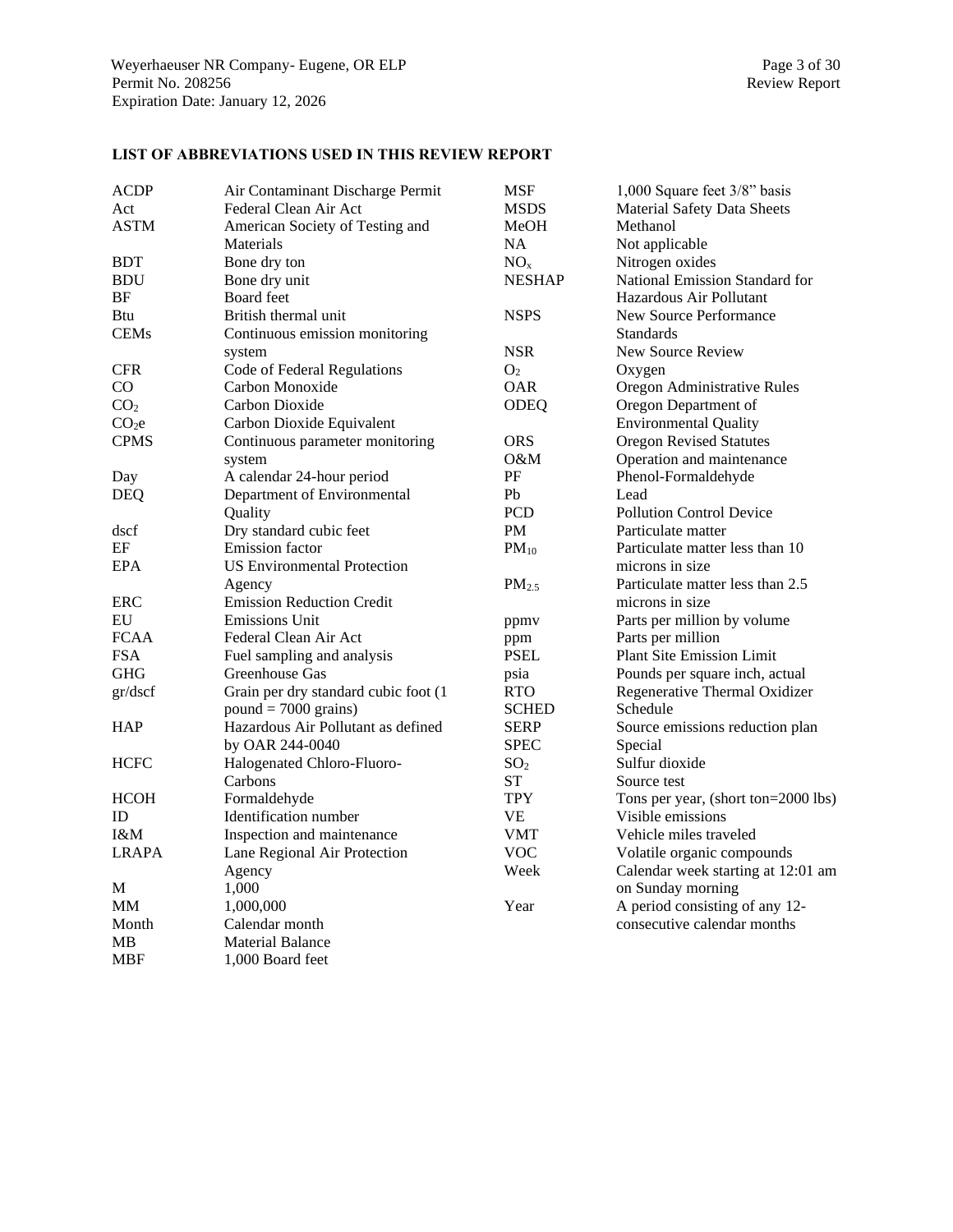**LIST OF ABBREVIATIONS USED IN THIS REVIEW REPORT**

| Abbreviation | Definition |
|---|---|
| ACDP | Air Contaminant Discharge Permit |
| Act | Federal Clean Air Act |
| ASTM | American Society of Testing and Materials |
| BDT | Bone dry ton |
| BDU | Bone dry unit |
| BF | Board feet |
| Btu | British thermal unit |
| CEMs | Continuous emission monitoring system |
| CFR | Code of Federal Regulations |
| CO | Carbon Monoxide |
| $CO_2$ | Carbon Dioxide |
| $CO_2e$ | Carbon Dioxide Equivalent |
| CPMS | Continuous parameter monitoring system |
| Day | A calendar 24-hour period |
| DEQ | Department of Environmental Quality |
| dscf | Dry standard cubic feet |
| EF | Emission factor |
| EPA | US Environmental Protection Agency |
| ERC | Emission Reduction Credit |
| EU | Emissions Unit |
| FCAA | Federal Clean Air Act |
| FSA | Fuel sampling and analysis |
| GHG | Greenhouse Gas |
| gr/dscf | Grain per dry standard cubic foot (1 pound = 7000 grains) |
| HAP | Hazardous Air Pollutant as defined by OAR 244-0040 |
| HCFC | Halogenated Chloro-Fluoro-Carbons |
| HCOH | Formaldehyde |
| ID | Identification number |
| I&M | Inspection and maintenance |
| LRAPA | Lane Regional Air Protection Agency |
| M | 1,000 |
| MM | 1,000,000 |
| Month | Calendar month |
| MB | Material Balance |
| MBF | 1,000 Board feet |
| MSF | 1,000 Square feet 3/8” basis |
| MSDS | Material Safety Data Sheets |
| MeOH | Methanol |
| NA | Not applicable |
| $NO_x$ | Nitrogen oxides |
| NESHAP | National Emission Standard for Hazardous Air Pollutant |
| NSPS | New Source Performance Standards |
| NSR | New Source Review |
| $O_2$ | Oxygen |
| OAR | Oregon Administrative Rules |
| ODEQ | Oregon Department of Environmental Quality |
| ORS | Oregon Revised Statutes |
| O&M | Operation and maintenance |
| PF | Phenol-Formaldehyde |
| Pb | Lead |
| PCD | Pollution Control Device |
| PM | Particulate matter |
| $PM_{10}$ | Particulate matter less than 10 microns in size |
| $PM_{2.5}$ | Particulate matter less than 2.5 microns in size |
| ppmv | Parts per million by volume |
| ppm | Parts per million |
| PSEL | Plant Site Emission Limit |
| psia | Pounds per square inch, actual |
| RTO | Regenerative Thermal Oxidizer |
| SCHED | Schedule |
| SERP | Source emissions reduction plan |
| SPEC | Special |
| $SO_2$ | Sulfur dioxide |
| ST | Source test |
| TPY | Tons per year, (short ton=2000 lbs) |
| VE | Visible emissions |
| VMT | Vehicle miles traveled |
| VOC | Volatile organic compounds |
| Week | Calendar week starting at 12:01 am on Sunday morning |
| Year | A period consisting of any 12-consecutive calendar months |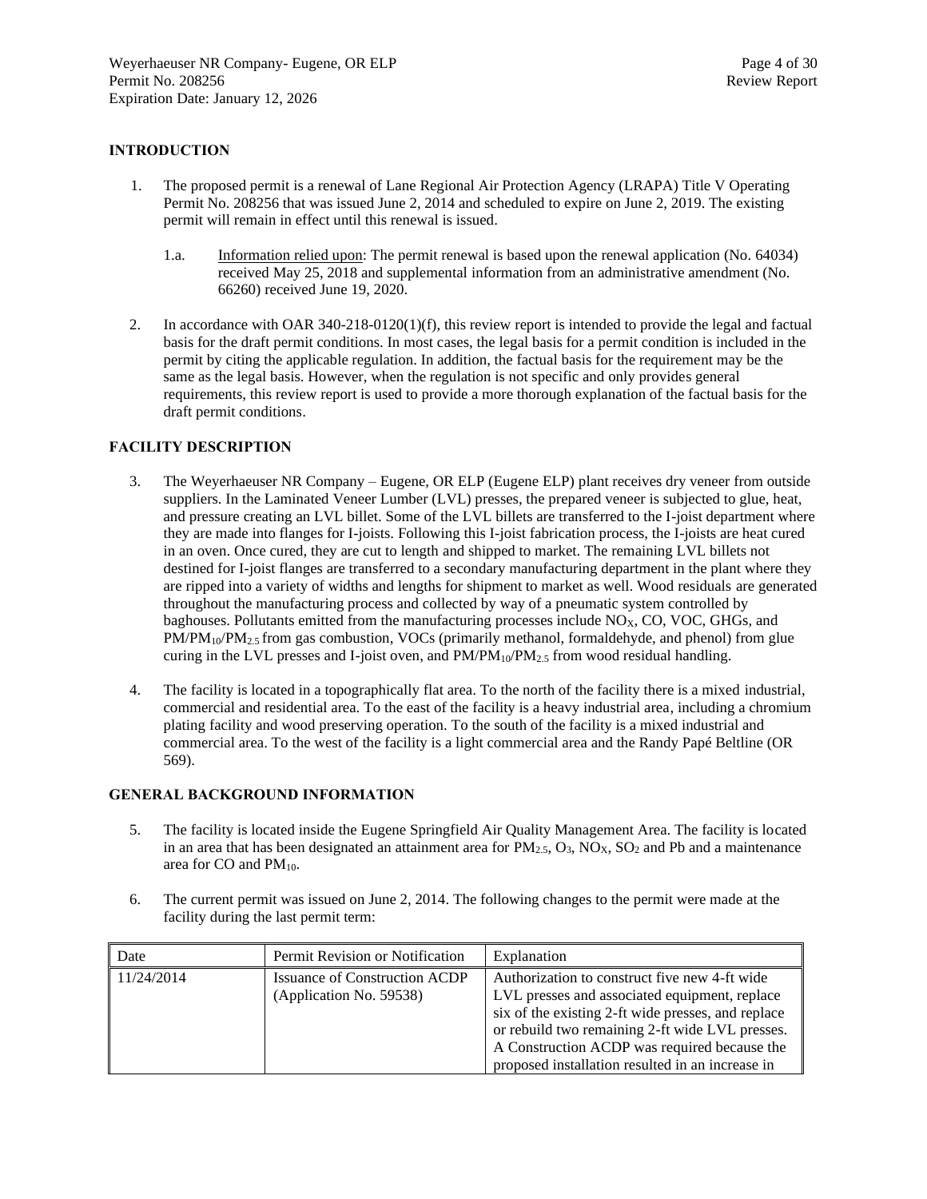## INTRODUCTION

1. The proposed permit is a renewal of Lane Regional Air Protection Agency (LRAPA) Title V Operating Permit No. 208256 that was issued June 2, 2014 and scheduled to expire on June 2, 2019. The existing permit will remain in effect until this renewal is issued.

   1.a. Information relied upon: The permit renewal is based upon the renewal application (No. 64034) received May 25, 2018 and supplemental information from an administrative amendment (No. 66260) received June 19, 2020.

2. In accordance with OAR 340-218-0120(1)(f), this review report is intended to provide the legal and factual basis for the draft permit conditions. In most cases, the legal basis for a permit condition is included in the permit by citing the applicable regulation. In addition, the factual basis for the requirement may be the same as the legal basis. However, when the regulation is not specific and only provides general requirements, this review report is used to provide a more thorough explanation of the factual basis for the draft permit conditions.

## FACILITY DESCRIPTION

3. The Weyerhaeuser NR Company – Eugene, OR ELP (Eugene ELP) plant receives dry veneer from outside suppliers. In the Laminated Veneer Lumber (LVL) presses, the prepared veneer is subjected to glue, heat, and pressure creating an LVL billet. Some of the LVL billets are transferred to the I-joist department where they are made into flanges for I-joists. Following this I-joist fabrication process, the I-joists are heat cured in an oven. Once cured, they are cut to length and shipped to market. The remaining LVL billets not destined for I-joist flanges are transferred to a secondary manufacturing department in the plant where they are ripped into a variety of widths and lengths for shipment to market as well. Wood residuals are generated throughout the manufacturing process and collected by way of a pneumatic system controlled by baghouses. Pollutants emitted from the manufacturing processes include $NO_X$, CO, VOC, GHGs, and $PM/PM_{10}/PM_{2.5}$ from gas combustion, VOCs (primarily methanol, formaldehyde, and phenol) from glue curing in the LVL presses and I-joist oven, and $PM/PM_{10}/PM_{2.5}$ from wood residual handling.

4. The facility is located in a topographically flat area. To the north of the facility there is a mixed industrial, commercial and residential area. To the east of the facility is a heavy industrial area, including a chromium plating facility and wood preserving operation. To the south of the facility is a mixed industrial and commercial area. To the west of the facility is a light commercial area and the Randy Papé Beltline (OR 569).

## GENERAL BACKGROUND INFORMATION

5. The facility is located inside the Eugene Springfield Air Quality Management Area. The facility is located in an area that has been designated an attainment area for $PM_{2.5}$, $O_3$, $NO_X$, $SO_2$ and Pb and a maintenance area for CO and $PM_{10}$.

6. The current permit was issued on June 2, 2014. The following changes to the permit were made at the facility during the last permit term:

| Date | Permit Revision or Notification | Explanation |
|---|---|---|
| 11/24/2014 | Issuance of Construction ACDP (Application No. 59538) | Authorization to construct five new 4-ft wide LVL presses and associated equipment, replace six of the existing 2-ft wide presses, and replace or rebuild two remaining 2-ft wide LVL presses. A Construction ACDP was required because the proposed installation resulted in an increase in |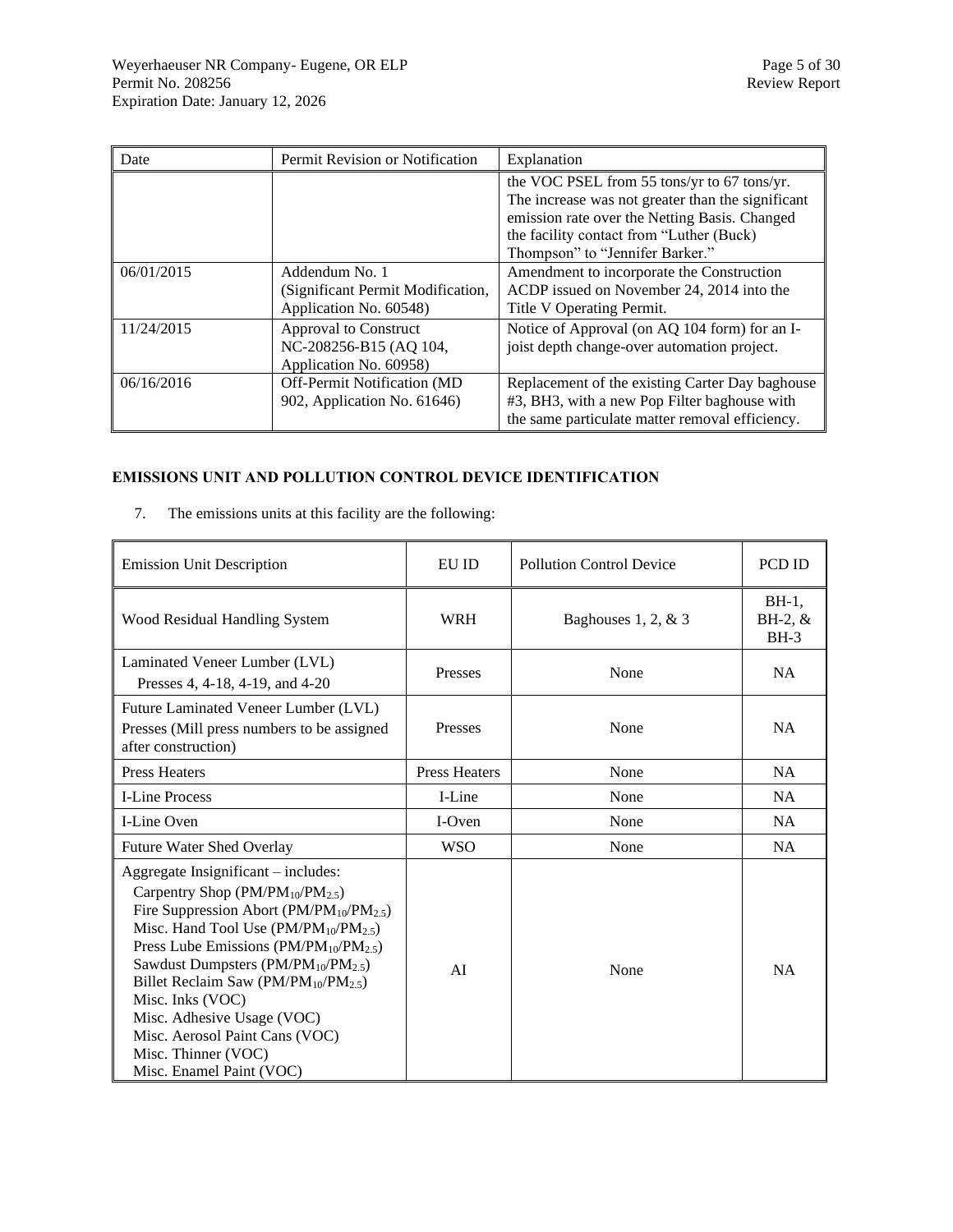| Date | Permit Revision or Notification | Explanation |
|---|---|---|
| | | the VOC PSEL from 55 tons/yr to 67 tons/yr. The increase was not greater than the significant emission rate over the Netting Basis. Changed the facility contact from "Luther (Buck) Thompson" to "Jennifer Barker." |
| 06/01/2015 | Addendum No. 1 (Significant Permit Modification, Application No. 60548) | Amendment to incorporate the Construction ACDP issued on November 24, 2014 into the Title V Operating Permit. |
| 11/24/2015 | Approval to Construct NC-208256-B15 (AQ 104, Application No. 60958) | Notice of Approval (on AQ 104 form) for an I-joist depth change-over automation project. |
| 06/16/2016 | Off-Permit Notification (MD 902, Application No. 61646) | Replacement of the existing Carter Day baghouse #3, BH3, with a new Pop Filter baghouse with the same particulate matter removal efficiency. |

**EMISSIONS UNIT AND POLLUTION CONTROL DEVICE IDENTIFICATION**

7. The emissions units at this facility are the following:

| Emission Unit Description | EU ID | Pollution Control Device | PCD ID |
|---|---|---|---|
| Wood Residual Handling System | WRH | Baghouses 1, 2, & 3 | BH-1, BH-2, & BH-3 |
| Laminated Veneer Lumber (LVL) Presses 4, 4-18, 4-19, and 4-20 | Presses | None | NA |
| Future Laminated Veneer Lumber (LVL) Presses (Mill press numbers to be assigned after construction) | Presses | None | NA |
| Press Heaters | Press Heaters | None | NA |
| I-Line Process | I-Line | None | NA |
| I-Line Oven | I-Oven | None | NA |
| Future Water Shed Overlay | WSO | None | NA |
| Aggregate Insignificant – includes:<br>Carpentry Shop ($PM/PM_{10}/PM_{2.5}$)<br>Fire Suppression Abort ($PM/PM_{10}/PM_{2.5}$)<br>Misc. Hand Tool Use ($PM/PM_{10}/PM_{2.5}$)<br>Press Lube Emissions ($PM/PM_{10}/PM_{2.5}$)<br>Sawdust Dumpsters ($PM/PM_{10}/PM_{2.5}$)<br>Billet Reclaim Saw ($PM/PM_{10}/PM_{2.5}$)<br>Misc. Inks (VOC)<br>Misc. Adhesive Usage (VOC)<br>Misc. Aerosol Paint Cans (VOC)<br>Misc. Thinner (VOC)<br>Misc. Enamel Paint (VOC) | AI | None | NA |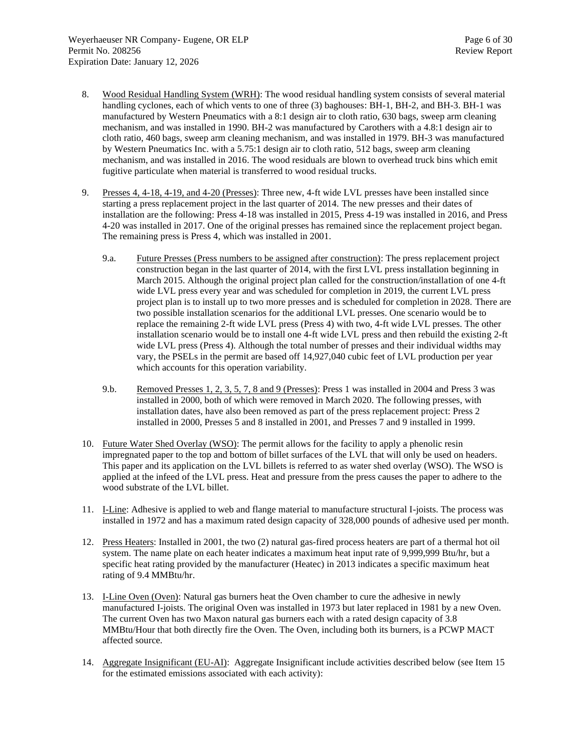8. Wood Residual Handling System (WRH): The wood residual handling system consists of several material handling cyclones, each of which vents to one of three (3) baghouses: BH-1, BH-2, and BH-3. BH-1 was manufactured by Western Pneumatics with a 8:1 design air to cloth ratio, 630 bags, sweep arm cleaning mechanism, and was installed in 1990. BH-2 was manufactured by Carothers with a 4.8:1 design air to cloth ratio, 460 bags, sweep arm cleaning mechanism, and was installed in 1979. BH-3 was manufactured by Western Pneumatics Inc. with a 5.75:1 design air to cloth ratio, 512 bags, sweep arm cleaning mechanism, and was installed in 2016. The wood residuals are blown to overhead truck bins which emit fugitive particulate when material is transferred to wood residual trucks.

9. Presses 4, 4-18, 4-19, and 4-20 (Presses): Three new, 4-ft wide LVL presses have been installed since starting a press replacement project in the last quarter of 2014. The new presses and their dates of installation are the following: Press 4-18 was installed in 2015, Press 4-19 was installed in 2016, and Press 4-20 was installed in 2017. One of the original presses has remained since the replacement project began. The remaining press is Press 4, which was installed in 2001.

   9.a. Future Presses (Press numbers to be assigned after construction): The press replacement project construction began in the last quarter of 2014, with the first LVL press installation beginning in March 2015. Although the original project plan called for the construction/installation of one 4-ft wide LVL press every year and was scheduled for completion in 2019, the current LVL press project plan is to install up to two more presses and is scheduled for completion in 2028. There are two possible installation scenarios for the additional LVL presses. One scenario would be to replace the remaining 2-ft wide LVL press (Press 4) with two, 4-ft wide LVL presses. The other installation scenario would be to install one 4-ft wide LVL press and then rebuild the existing 2-ft wide LVL press (Press 4). Although the total number of presses and their individual widths may vary, the PSELs in the permit are based off 14,927,040 cubic feet of LVL production per year which accounts for this operation variability.

   9.b. Removed Presses 1, 2, 3, 5, 7, 8 and 9 (Presses): Press 1 was installed in 2004 and Press 3 was installed in 2000, both of which were removed in March 2020. The following presses, with installation dates, have also been removed as part of the press replacement project: Press 2 installed in 2000, Presses 5 and 8 installed in 2001, and Presses 7 and 9 installed in 1999.

10. Future Water Shed Overlay (WSO): The permit allows for the facility to apply a phenolic resin impregnated paper to the top and bottom of billet surfaces of the LVL that will only be used on headers. This paper and its application on the LVL billets is referred to as water shed overlay (WSO). The WSO is applied at the infeed of the LVL press. Heat and pressure from the press causes the paper to adhere to the wood substrate of the LVL billet.

11. I-Line: Adhesive is applied to web and flange material to manufacture structural I-joists. The process was installed in 1972 and has a maximum rated design capacity of 328,000 pounds of adhesive used per month.

12. Press Heaters: Installed in 2001, the two (2) natural gas-fired process heaters are part of a thermal hot oil system. The name plate on each heater indicates a maximum heat input rate of 9,999,999 Btu/hr, but a specific heat rating provided by the manufacturer (Heatec) in 2013 indicates a specific maximum heat rating of 9.4 MMBtu/hr.

13. I-Line Oven (Oven): Natural gas burners heat the Oven chamber to cure the adhesive in newly manufactured I-joists. The original Oven was installed in 1973 but later replaced in 1981 by a new Oven. The current Oven has two Maxon natural gas burners each with a rated design capacity of 3.8 MMBtu/Hour that both directly fire the Oven. The Oven, including both its burners, is a PCWP MACT affected source.

14. Aggregate Insignificant (EU-AI): Aggregate Insignificant include activities described below (see Item 15 for the estimated emissions associated with each activity):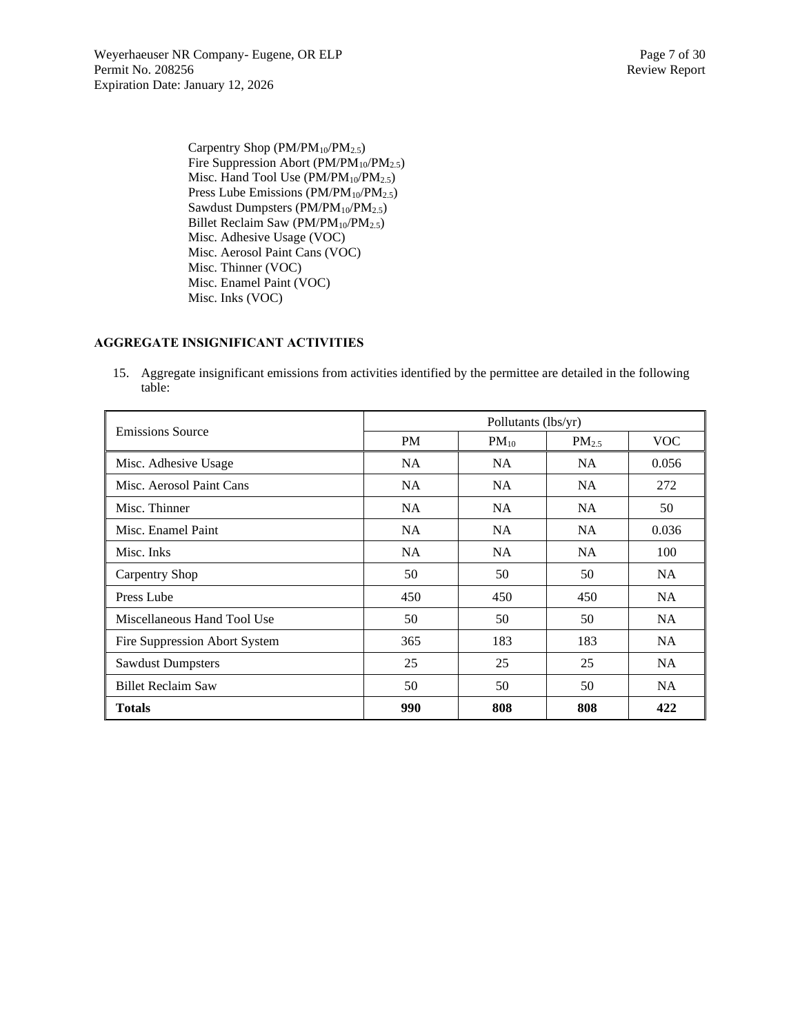Carpentry Shop ($PM/PM_{10}/PM_{2.5}$)
Fire Suppression Abort ($PM/PM_{10}/PM_{2.5}$)
Misc. Hand Tool Use ($PM/PM_{10}/PM_{2.5}$)
Press Lube Emissions ($PM/PM_{10}/PM_{2.5}$)
Sawdust Dumpsters ($PM/PM_{10}/PM_{2.5}$)
Billet Reclaim Saw ($PM/PM_{10}/PM_{2.5}$)
Misc. Adhesive Usage (VOC)
Misc. Aerosol Paint Cans (VOC)
Misc. Thinner (VOC)
Misc. Enamel Paint (VOC)
Misc. Inks (VOC)

## AGGREGATE INSIGNIFICANT ACTIVITIES

15. Aggregate insignificant emissions from activities identified by the permittee are detailed in the following table:

| Emissions Source | Pollutants (lbs/yr) | | | |
|---|---|---|---|---|
| | PM | $PM_{10}$ | $PM_{2.5}$ | VOC |
| Misc. Adhesive Usage | NA | NA | NA | 0.056 |
| Misc. Aerosol Paint Cans | NA | NA | NA | 272 |
| Misc. Thinner | NA | NA | NA | 50 |
| Misc. Enamel Paint | NA | NA | NA | 0.036 |
| Misc. Inks | NA | NA | NA | 100 |
| Carpentry Shop | 50 | 50 | 50 | NA |
| Press Lube | 450 | 450 | 450 | NA |
| Miscellaneous Hand Tool Use | 50 | 50 | 50 | NA |
| Fire Suppression Abort System | 365 | 183 | 183 | NA |
| Sawdust Dumpsters | 25 | 25 | 25 | NA |
| Billet Reclaim Saw | 50 | 50 | 50 | NA |
| **Totals** | **990** | **808** | **808** | **422** |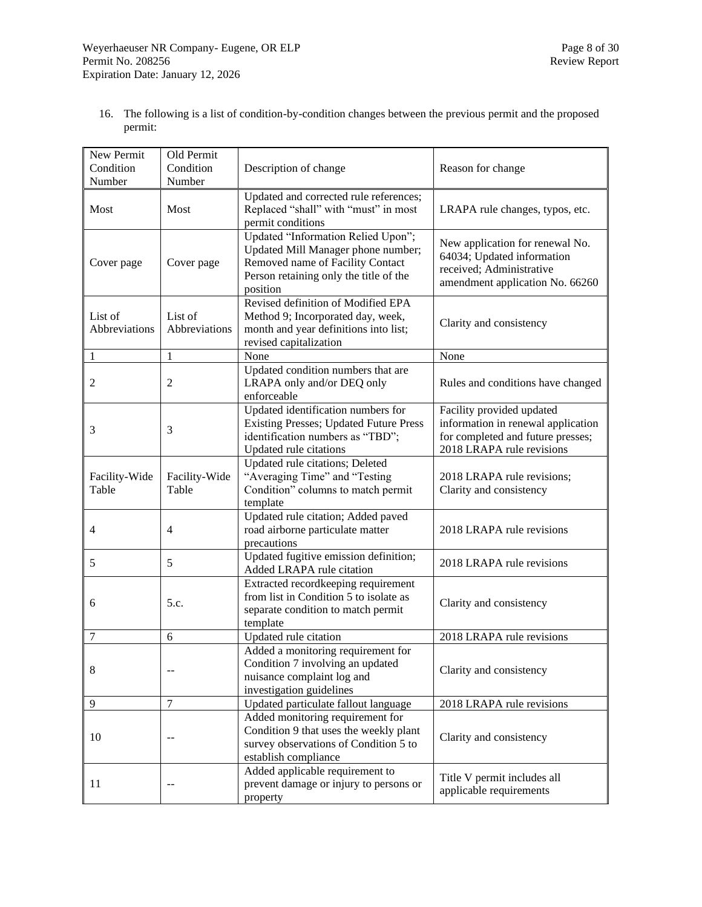16. The following is a list of condition-by-condition changes between the previous permit and the proposed permit:

| New Permit Condition Number | Old Permit Condition Number | Description of change | Reason for change |
|---|---|---|---|
| Most | Most | Updated and corrected rule references; Replaced "shall" with "must" in most permit conditions | LRAPA rule changes, typos, etc. |
| Cover page | Cover page | Updated "Information Relied Upon"; Updated Mill Manager phone number; Removed name of Facility Contact Person retaining only the title of the position | New application for renewal No. 64034; Updated information received; Administrative amendment application No. 66260 |
| List of Abbreviations | List of Abbreviations | Revised definition of Modified EPA Method 9; Incorporated day, week, month and year definitions into list; revised capitalization | Clarity and consistency |
| 1 | 1 | None | None |
| 2 | 2 | Updated condition numbers that are LRAPA only and/or DEQ only enforceable | Rules and conditions have changed |
| 3 | 3 | Updated identification numbers for Existing Presses; Updated Future Press identification numbers as "TBD"; Updated rule citations | Facility provided updated information in renewal application for completed and future presses; 2018 LRAPA rule revisions |
| Facility-Wide Table | Facility-Wide Table | Updated rule citations; Deleted "Averaging Time" and "Testing Condition" columns to match permit template | 2018 LRAPA rule revisions; Clarity and consistency |
| 4 | 4 | Updated rule citation; Added paved road airborne particulate matter precautions | 2018 LRAPA rule revisions |
| 5 | 5 | Updated fugitive emission definition; Added LRAPA rule citation | 2018 LRAPA rule revisions |
| 6 | 5.c. | Extracted recordkeeping requirement from list in Condition 5 to isolate as separate condition to match permit template | Clarity and consistency |
| 7 | 6 | Updated rule citation | 2018 LRAPA rule revisions |
| 8 | -- | Added a monitoring requirement for Condition 7 involving an updated nuisance complaint log and investigation guidelines | Clarity and consistency |
| 9 | 7 | Updated particulate fallout language | 2018 LRAPA rule revisions |
| 10 | -- | Added monitoring requirement for Condition 9 that uses the weekly plant survey observations of Condition 5 to establish compliance | Clarity and consistency |
| 11 | -- | Added applicable requirement to prevent damage or injury to persons or property | Title V permit includes all applicable requirements |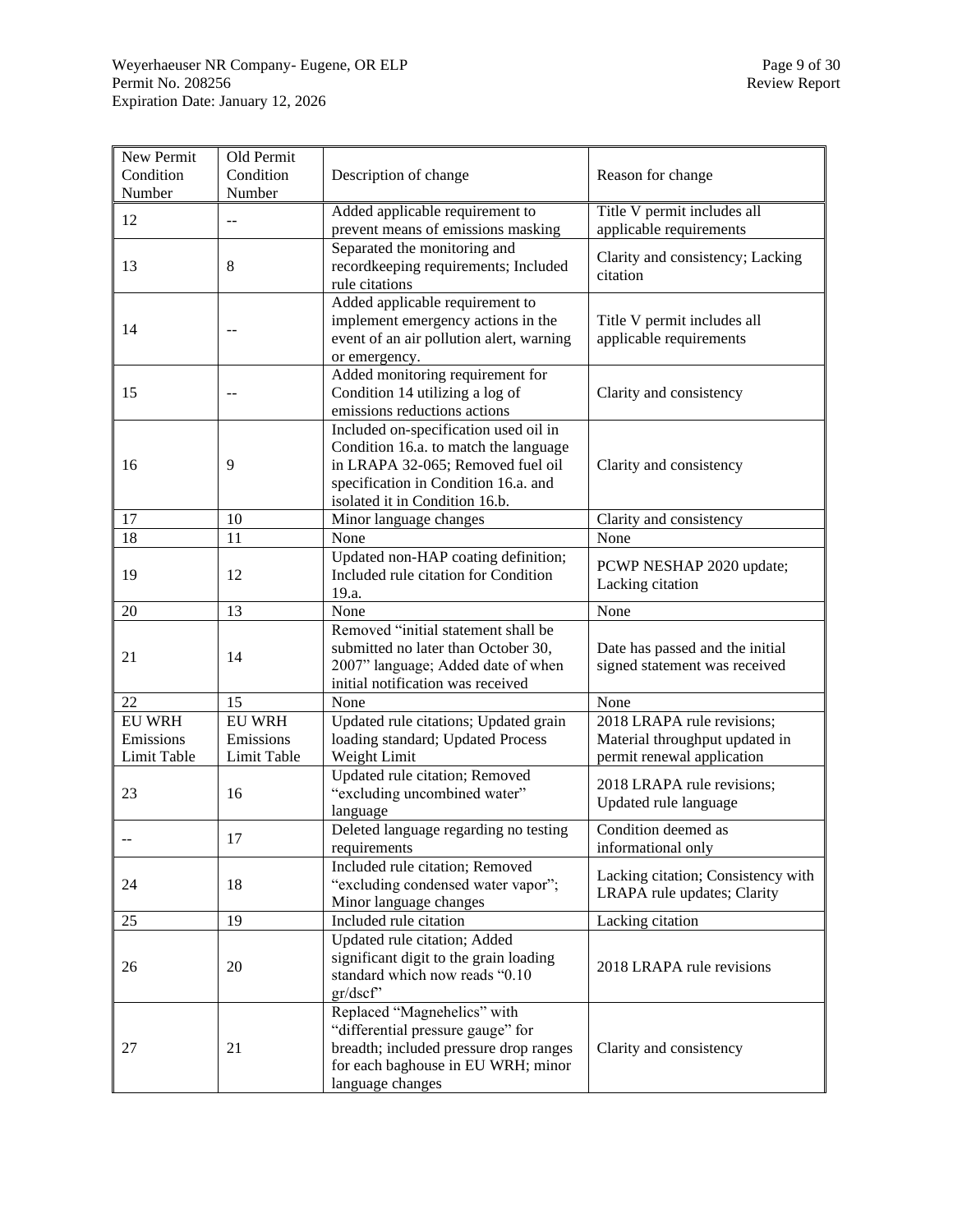| New Permit Condition Number | Old Permit Condition Number | Description of change | Reason for change |
|---|---|---|---|
| 12 | -- | Added applicable requirement to prevent means of emissions masking | Title V permit includes all applicable requirements |
| 13 | 8 | Separated the monitoring and recordkeeping requirements; Included rule citations | Clarity and consistency; Lacking citation |
| 14 | -- | Added applicable requirement to implement emergency actions in the event of an air pollution alert, warning or emergency. | Title V permit includes all applicable requirements |
| 15 | -- | Added monitoring requirement for Condition 14 utilizing a log of emissions reductions actions | Clarity and consistency |
| 16 | 9 | Included on-specification used oil in Condition 16.a. to match the language in LRAPA 32-065; Removed fuel oil specification in Condition 16.a. and isolated it in Condition 16.b. | Clarity and consistency |
| 17 | 10 | Minor language changes | Clarity and consistency |
| 18 | 11 | None | None |
| 19 | 12 | Updated non-HAP coating definition; Included rule citation for Condition 19.a. | PCWP NESHAP 2020 update; Lacking citation |
| 20 | 13 | None | None |
| 21 | 14 | Removed "initial statement shall be submitted no later than October 30, 2007" language; Added date of when initial notification was received | Date has passed and the initial signed statement was received |
| 22 | 15 | None | None |
| EU WRH Emissions Limit Table | EU WRH Emissions Limit Table | Updated rule citations; Updated grain loading standard; Updated Process Weight Limit | 2018 LRAPA rule revisions; Material throughput updated in permit renewal application |
| 23 | 16 | Updated rule citation; Removed "excluding uncombined water" language | 2018 LRAPA rule revisions; Updated rule language |
| -- | 17 | Deleted language regarding no testing requirements | Condition deemed as informational only |
| 24 | 18 | Included rule citation; Removed "excluding condensed water vapor"; Minor language changes | Lacking citation; Consistency with LRAPA rule updates; Clarity |
| 25 | 19 | Included rule citation | Lacking citation |
| 26 | 20 | Updated rule citation; Added significant digit to the grain loading standard which now reads "0.10 gr/dscf" | 2018 LRAPA rule revisions |
| 27 | 21 | Replaced "Magnehelics" with "differential pressure gauge" for breadth; included pressure drop ranges for each baghouse in EU WRH; minor language changes | Clarity and consistency |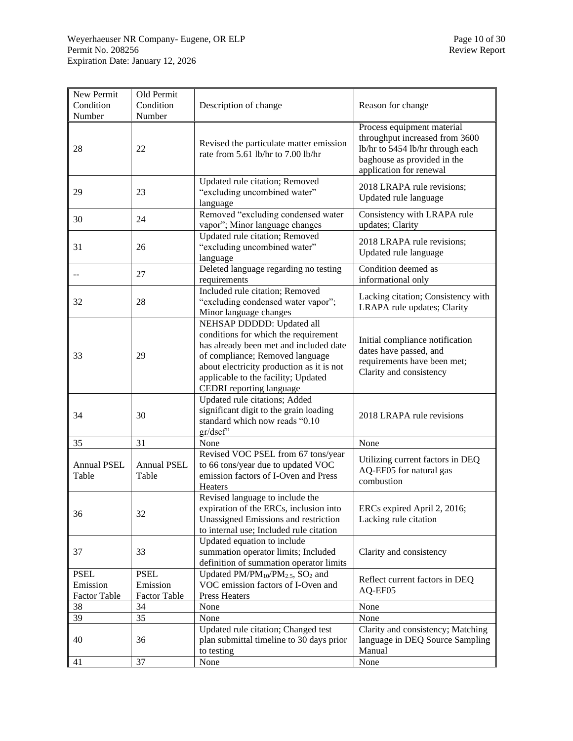| New Permit Condition Number | Old Permit Condition Number | Description of change | Reason for change |
|---|---|---|---|
| 28 | 22 | Revised the particulate matter emission rate from 5.61 lb/hr to 7.00 lb/hr | Process equipment material throughput increased from 3600 lb/hr to 5454 lb/hr through each baghouse as provided in the application for renewal |
| 29 | 23 | Updated rule citation; Removed "excluding uncombined water" language | 2018 LRAPA rule revisions; Updated rule language |
| 30 | 24 | Removed "excluding condensed water vapor"; Minor language changes | Consistency with LRAPA rule updates; Clarity |
| 31 | 26 | Updated rule citation; Removed "excluding uncombined water" language | 2018 LRAPA rule revisions; Updated rule language |
| -- | 27 | Deleted language regarding no testing requirements | Condition deemed as informational only |
| 32 | 28 | Included rule citation; Removed "excluding condensed water vapor"; Minor language changes | Lacking citation; Consistency with LRAPA rule updates; Clarity |
| 33 | 29 | NEHSAP DDDDD: Updated all conditions for which the requirement has already been met and included date of compliance; Removed language about electricity production as it is not applicable to the facility; Updated CEDRI reporting language | Initial compliance notification dates have passed, and requirements have been met; Clarity and consistency |
| 34 | 30 | Updated rule citations; Added significant digit to the grain loading standard which now reads "0.10 gr/dscf" | 2018 LRAPA rule revisions |
| 35 | 31 | None | None |
| Annual PSEL Table | Annual PSEL Table | Revised VOC PSEL from 67 tons/year to 66 tons/year due to updated VOC emission factors of I-Oven and Press Heaters | Utilizing current factors in DEQ AQ-EF05 for natural gas combustion |
| 36 | 32 | Revised language to include the expiration of the ERCs, inclusion into Unassigned Emissions and restriction to internal use; Included rule citation | ERCs expired April 2, 2016; Lacking rule citation |
| 37 | 33 | Updated equation to include summation operator limits; Included definition of summation operator limits | Clarity and consistency |
| PSEL Emission Factor Table | PSEL Emission Factor Table | Updated PM/$PM_{10}$/$PM_{2.5}$, $SO_2$ and VOC emission factors of I-Oven and Press Heaters | Reflect current factors in DEQ AQ-EF05 |
| 38 | 34 | None | None |
| 39 | 35 | None | None |
| 40 | 36 | Updated rule citation; Changed test plan submittal timeline to 30 days prior to testing | Clarity and consistency; Matching language in DEQ Source Sampling Manual |
| 41 | 37 | None | None |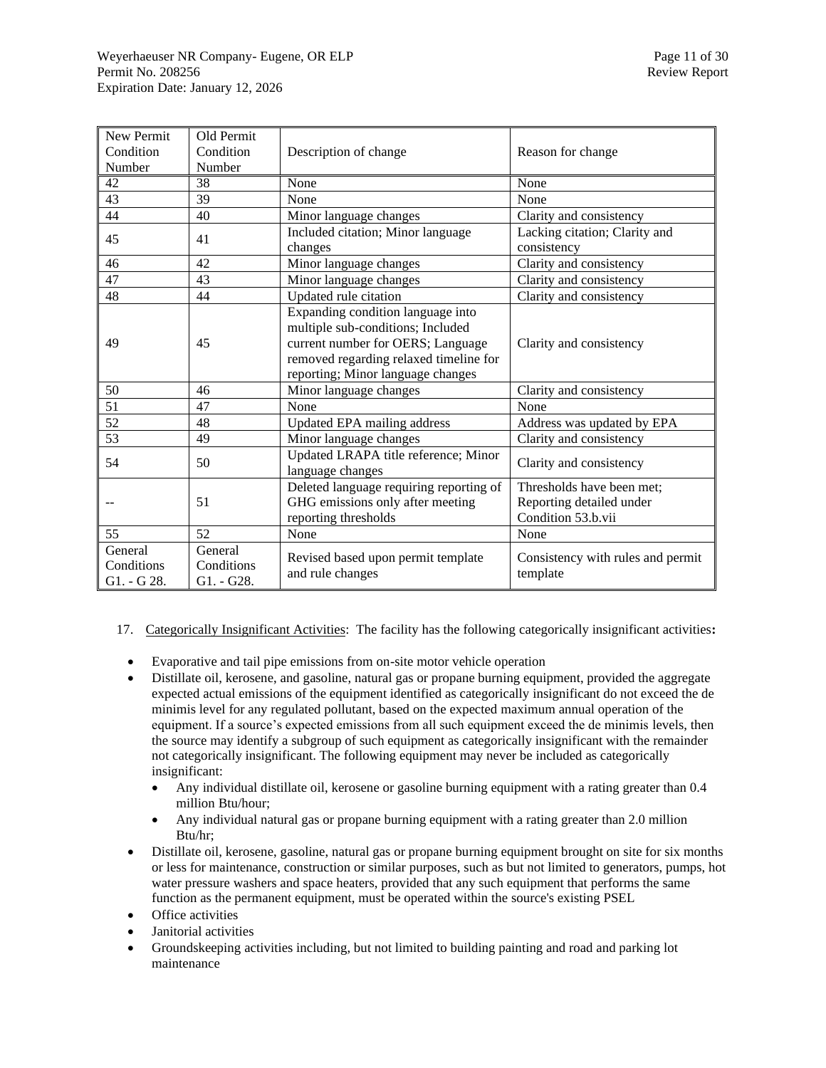| New Permit Condition Number | Old Permit Condition Number | Description of change | Reason for change |
|---|---|---|---|
| 42 | 38 | None | None |
| 43 | 39 | None | None |
| 44 | 40 | Minor language changes | Clarity and consistency |
| 45 | 41 | Included citation; Minor language changes | Lacking citation; Clarity and consistency |
| 46 | 42 | Minor language changes | Clarity and consistency |
| 47 | 43 | Minor language changes | Clarity and consistency |
| 48 | 44 | Updated rule citation | Clarity and consistency |
| 49 | 45 | Expanding condition language into multiple sub-conditions; Included current number for OERS; Language removed regarding relaxed timeline for reporting; Minor language changes | Clarity and consistency |
| 50 | 46 | Minor language changes | Clarity and consistency |
| 51 | 47 | None | None |
| 52 | 48 | Updated EPA mailing address | Address was updated by EPA |
| 53 | 49 | Minor language changes | Clarity and consistency |
| 54 | 50 | Updated LRAPA title reference; Minor language changes | Clarity and consistency |
| -- | 51 | Deleted language requiring reporting of GHG emissions only after meeting reporting thresholds | Thresholds have been met; Reporting detailed under Condition 53.b.vii |
| 55 | 52 | None | None |
| General Conditions G1. - G 28. | General Conditions G1. - G28. | Revised based upon permit template and rule changes | Consistency with rules and permit template |

17. Categorically Insignificant Activities: The facility has the following categorically insignificant activities**:**

- Evaporative and tail pipe emissions from on-site motor vehicle operation
- Distillate oil, kerosene, and gasoline, natural gas or propane burning equipment, provided the aggregate expected actual emissions of the equipment identified as categorically insignificant do not exceed the de minimis level for any regulated pollutant, based on the expected maximum annual operation of the equipment. If a source's expected emissions from all such equipment exceed the de minimis levels, then the source may identify a subgroup of such equipment as categorically insignificant with the remainder not categorically insignificant. The following equipment may never be included as categorically insignificant:
  - Any individual distillate oil, kerosene or gasoline burning equipment with a rating greater than 0.4 million Btu/hour;
  - Any individual natural gas or propane burning equipment with a rating greater than 2.0 million Btu/hr;
- Distillate oil, kerosene, gasoline, natural gas or propane burning equipment brought on site for six months or less for maintenance, construction or similar purposes, such as but not limited to generators, pumps, hot water pressure washers and space heaters, provided that any such equipment that performs the same function as the permanent equipment, must be operated within the source's existing PSEL
- Office activities
- Janitorial activities
- Groundskeeping activities including, but not limited to building painting and road and parking lot maintenance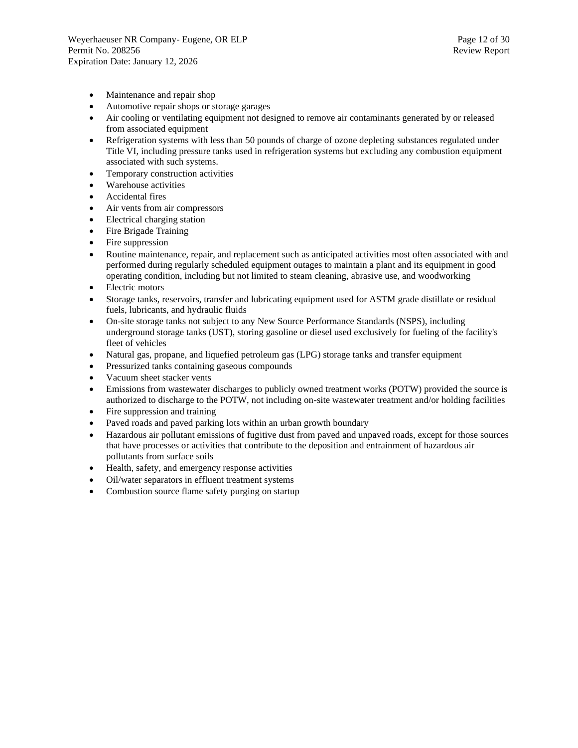- Maintenance and repair shop
- Automotive repair shops or storage garages
- Air cooling or ventilating equipment not designed to remove air contaminants generated by or released from associated equipment
- Refrigeration systems with less than 50 pounds of charge of ozone depleting substances regulated under Title VI, including pressure tanks used in refrigeration systems but excluding any combustion equipment associated with such systems.
- Temporary construction activities
- Warehouse activities
- Accidental fires
- Air vents from air compressors
- Electrical charging station
- Fire Brigade Training
- Fire suppression
- Routine maintenance, repair, and replacement such as anticipated activities most often associated with and performed during regularly scheduled equipment outages to maintain a plant and its equipment in good operating condition, including but not limited to steam cleaning, abrasive use, and woodworking
- Electric motors
- Storage tanks, reservoirs, transfer and lubricating equipment used for ASTM grade distillate or residual fuels, lubricants, and hydraulic fluids
- On-site storage tanks not subject to any New Source Performance Standards (NSPS), including underground storage tanks (UST), storing gasoline or diesel used exclusively for fueling of the facility's fleet of vehicles
- Natural gas, propane, and liquefied petroleum gas (LPG) storage tanks and transfer equipment
- Pressurized tanks containing gaseous compounds
- Vacuum sheet stacker vents
- Emissions from wastewater discharges to publicly owned treatment works (POTW) provided the source is authorized to discharge to the POTW, not including on-site wastewater treatment and/or holding facilities
- Fire suppression and training
- Paved roads and paved parking lots within an urban growth boundary
- Hazardous air pollutant emissions of fugitive dust from paved and unpaved roads, except for those sources that have processes or activities that contribute to the deposition and entrainment of hazardous air pollutants from surface soils
- Health, safety, and emergency response activities
- Oil/water separators in effluent treatment systems
- Combustion source flame safety purging on startup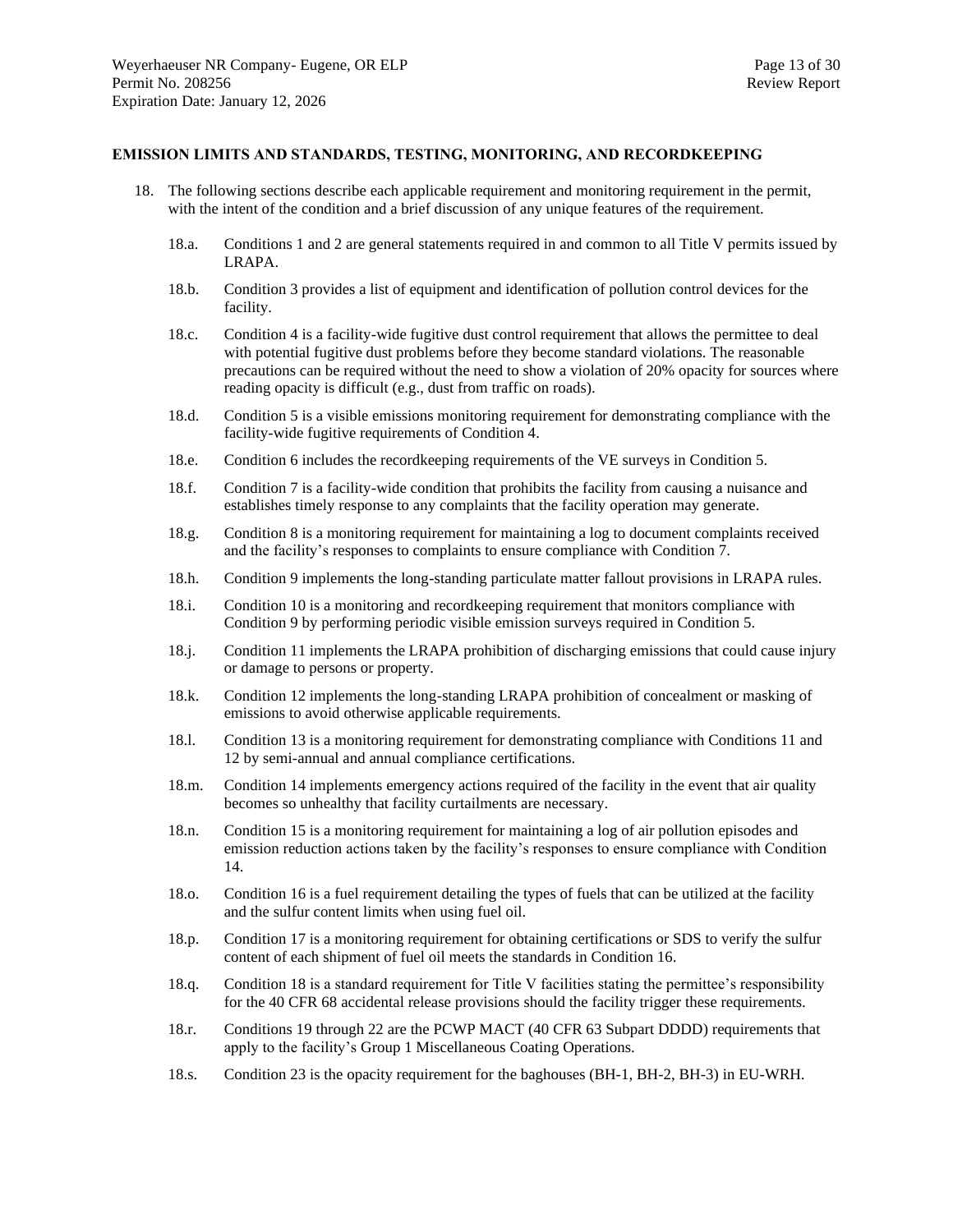## EMISSION LIMITS AND STANDARDS, TESTING, MONITORING, AND RECORDKEEPING

18. The following sections describe each applicable requirement and monitoring requirement in the permit, with the intent of the condition and a brief discussion of any unique features of the requirement.

    18.a. Conditions 1 and 2 are general statements required in and common to all Title V permits issued by LRAPA.

    18.b. Condition 3 provides a list of equipment and identification of pollution control devices for the facility.

    18.c. Condition 4 is a facility-wide fugitive dust control requirement that allows the permittee to deal with potential fugitive dust problems before they become standard violations. The reasonable precautions can be required without the need to show a violation of 20% opacity for sources where reading opacity is difficult (e.g., dust from traffic on roads).

    18.d. Condition 5 is a visible emissions monitoring requirement for demonstrating compliance with the facility-wide fugitive requirements of Condition 4.

    18.e. Condition 6 includes the recordkeeping requirements of the VE surveys in Condition 5.

    18.f. Condition 7 is a facility-wide condition that prohibits the facility from causing a nuisance and establishes timely response to any complaints that the facility operation may generate.

    18.g. Condition 8 is a monitoring requirement for maintaining a log to document complaints received and the facility's responses to complaints to ensure compliance with Condition 7.

    18.h. Condition 9 implements the long-standing particulate matter fallout provisions in LRAPA rules.

    18.i. Condition 10 is a monitoring and recordkeeping requirement that monitors compliance with Condition 9 by performing periodic visible emission surveys required in Condition 5.

    18.j. Condition 11 implements the LRAPA prohibition of discharging emissions that could cause injury or damage to persons or property.

    18.k. Condition 12 implements the long-standing LRAPA prohibition of concealment or masking of emissions to avoid otherwise applicable requirements.

    18.l. Condition 13 is a monitoring requirement for demonstrating compliance with Conditions 11 and 12 by semi-annual and annual compliance certifications.

    18.m. Condition 14 implements emergency actions required of the facility in the event that air quality becomes so unhealthy that facility curtailments are necessary.

    18.n. Condition 15 is a monitoring requirement for maintaining a log of air pollution episodes and emission reduction actions taken by the facility's responses to ensure compliance with Condition 14.

    18.o. Condition 16 is a fuel requirement detailing the types of fuels that can be utilized at the facility and the sulfur content limits when using fuel oil.

    18.p. Condition 17 is a monitoring requirement for obtaining certifications or SDS to verify the sulfur content of each shipment of fuel oil meets the standards in Condition 16.

    18.q. Condition 18 is a standard requirement for Title V facilities stating the permittee's responsibility for the 40 CFR 68 accidental release provisions should the facility trigger these requirements.

    18.r. Conditions 19 through 22 are the PCWP MACT (40 CFR 63 Subpart DDDD) requirements that apply to the facility's Group 1 Miscellaneous Coating Operations.

    18.s. Condition 23 is the opacity requirement for the baghouses (BH-1, BH-2, BH-3) in EU-WRH.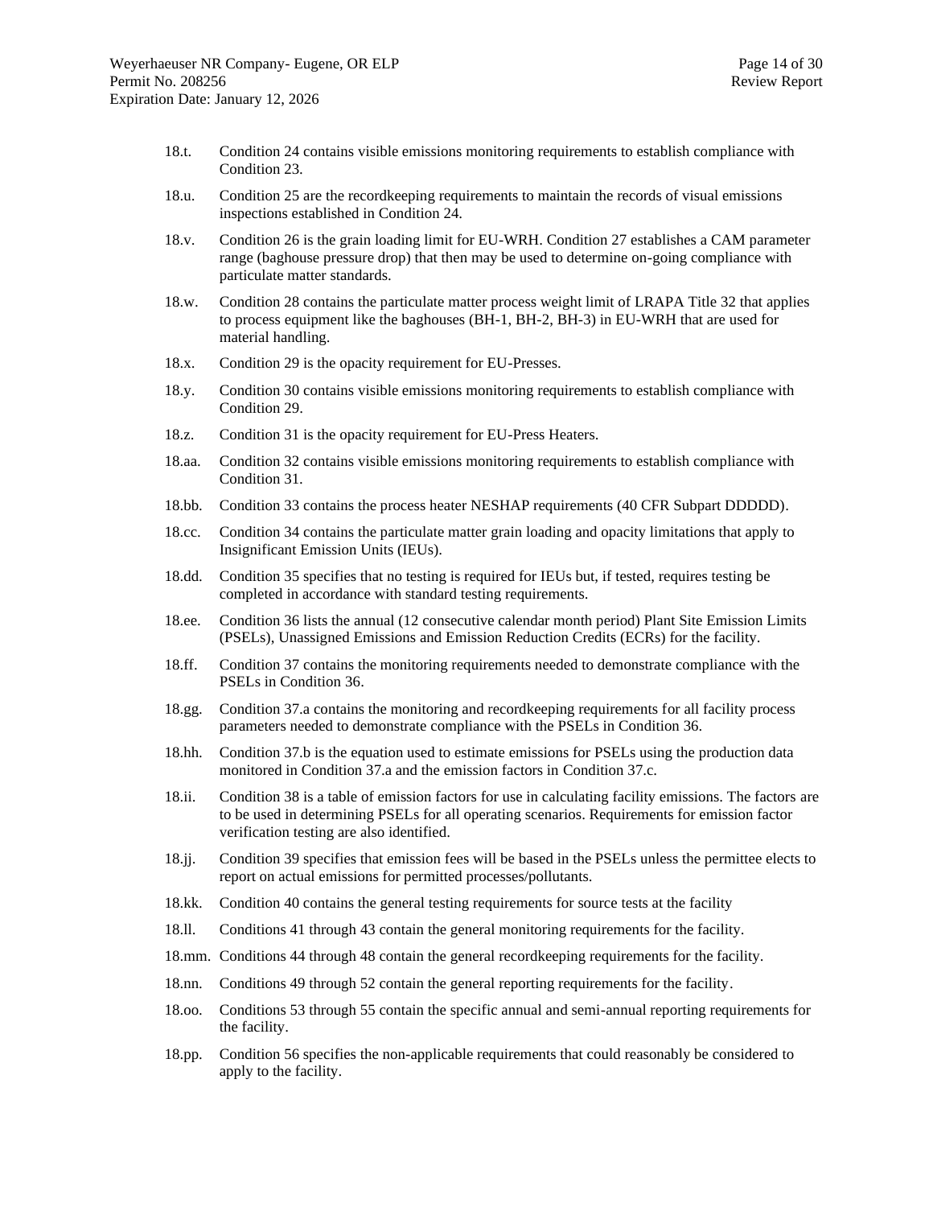18.t. Condition 24 contains visible emissions monitoring requirements to establish compliance with Condition 23.

18.u. Condition 25 are the recordkeeping requirements to maintain the records of visual emissions inspections established in Condition 24.

18.v. Condition 26 is the grain loading limit for EU-WRH. Condition 27 establishes a CAM parameter range (baghouse pressure drop) that then may be used to determine on-going compliance with particulate matter standards.

18.w. Condition 28 contains the particulate matter process weight limit of LRAPA Title 32 that applies to process equipment like the baghouses (BH-1, BH-2, BH-3) in EU-WRH that are used for material handling.

18.x. Condition 29 is the opacity requirement for EU-Presses.

18.y. Condition 30 contains visible emissions monitoring requirements to establish compliance with Condition 29.

18.z. Condition 31 is the opacity requirement for EU-Press Heaters.

18.aa. Condition 32 contains visible emissions monitoring requirements to establish compliance with Condition 31.

18.bb. Condition 33 contains the process heater NESHAP requirements (40 CFR Subpart DDDDD).

18.cc. Condition 34 contains the particulate matter grain loading and opacity limitations that apply to Insignificant Emission Units (IEUs).

18.dd. Condition 35 specifies that no testing is required for IEUs but, if tested, requires testing be completed in accordance with standard testing requirements.

18.ee. Condition 36 lists the annual (12 consecutive calendar month period) Plant Site Emission Limits (PSELs), Unassigned Emissions and Emission Reduction Credits (ECRs) for the facility.

18.ff. Condition 37 contains the monitoring requirements needed to demonstrate compliance with the PSELs in Condition 36.

18.gg. Condition 37.a contains the monitoring and recordkeeping requirements for all facility process parameters needed to demonstrate compliance with the PSELs in Condition 36.

18.hh. Condition 37.b is the equation used to estimate emissions for PSELs using the production data monitored in Condition 37.a and the emission factors in Condition 37.c.

18.ii. Condition 38 is a table of emission factors for use in calculating facility emissions. The factors are to be used in determining PSELs for all operating scenarios. Requirements for emission factor verification testing are also identified.

18.jj. Condition 39 specifies that emission fees will be based in the PSELs unless the permittee elects to report on actual emissions for permitted processes/pollutants.

18.kk. Condition 40 contains the general testing requirements for source tests at the facility

18.ll. Conditions 41 through 43 contain the general monitoring requirements for the facility.

18.mm. Conditions 44 through 48 contain the general recordkeeping requirements for the facility.

18.nn. Conditions 49 through 52 contain the general reporting requirements for the facility.

18.oo. Conditions 53 through 55 contain the specific annual and semi-annual reporting requirements for the facility.

18.pp. Condition 56 specifies the non-applicable requirements that could reasonably be considered to apply to the facility.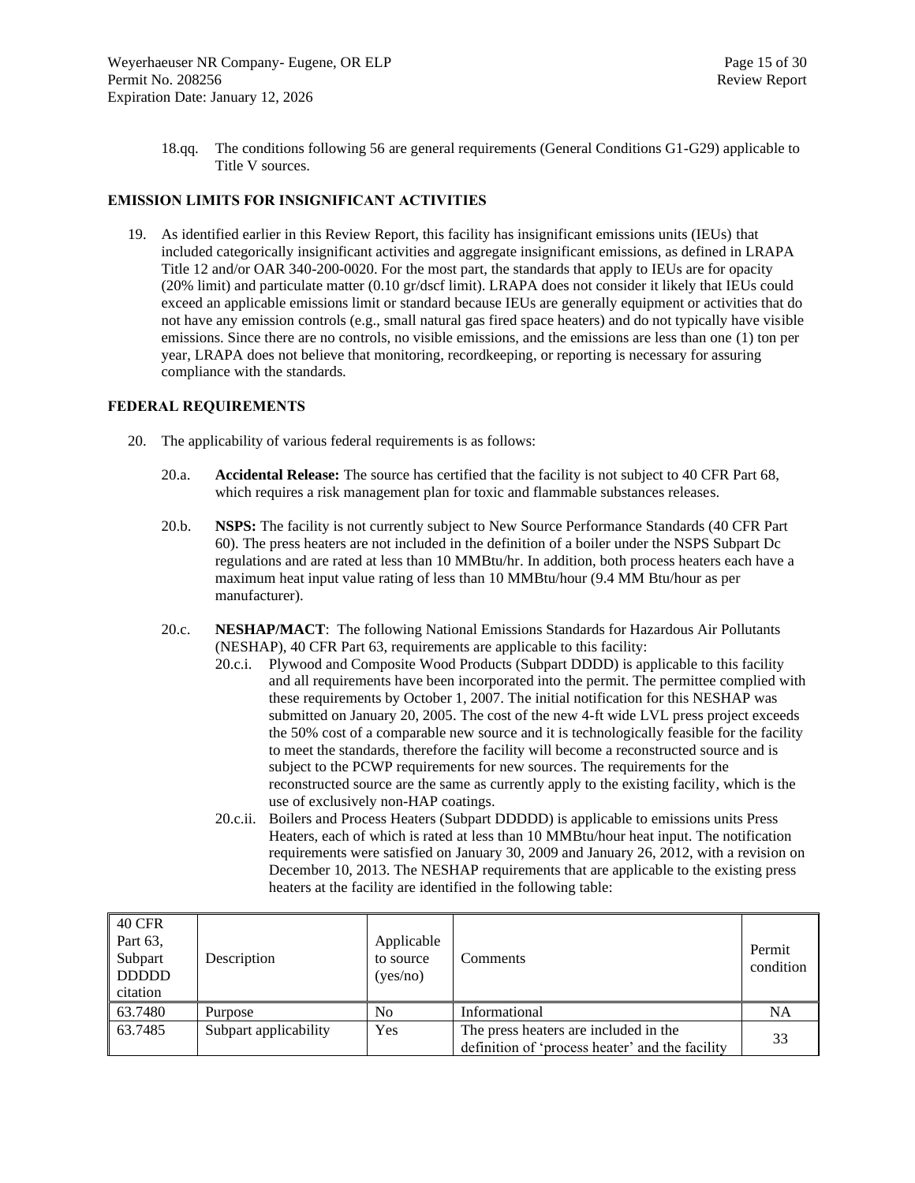18.qq. The conditions following 56 are general requirements (General Conditions G1-G29) applicable to Title V sources.

## EMISSION LIMITS FOR INSIGNIFICANT ACTIVITIES

19. As identified earlier in this Review Report, this facility has insignificant emissions units (IEUs) that included categorically insignificant activities and aggregate insignificant emissions, as defined in LRAPA Title 12 and/or OAR 340-200-0020. For the most part, the standards that apply to IEUs are for opacity (20% limit) and particulate matter (0.10 gr/dscf limit). LRAPA does not consider it likely that IEUs could exceed an applicable emissions limit or standard because IEUs are generally equipment or activities that do not have any emission controls (e.g., small natural gas fired space heaters) and do not typically have visible emissions. Since there are no controls, no visible emissions, and the emissions are less than one (1) ton per year, LRAPA does not believe that monitoring, recordkeeping, or reporting is necessary for assuring compliance with the standards.

## FEDERAL REQUIREMENTS

20. The applicability of various federal requirements is as follows:

20.a. **Accidental Release:** The source has certified that the facility is not subject to 40 CFR Part 68, which requires a risk management plan for toxic and flammable substances releases.

20.b. **NSPS:** The facility is not currently subject to New Source Performance Standards (40 CFR Part 60). The press heaters are not included in the definition of a boiler under the NSPS Subpart Dc regulations and are rated at less than 10 MMBtu/hr. In addition, both process heaters each have a maximum heat input value rating of less than 10 MMBtu/hour (9.4 MM Btu/hour as per manufacturer).

20.c. **NESHAP/MACT**: The following National Emissions Standards for Hazardous Air Pollutants (NESHAP), 40 CFR Part 63, requirements are applicable to this facility:

20.c.i. Plywood and Composite Wood Products (Subpart DDDD) is applicable to this facility and all requirements have been incorporated into the permit. The permittee complied with these requirements by October 1, 2007. The initial notification for this NESHAP was submitted on January 20, 2005. The cost of the new 4-ft wide LVL press project exceeds the 50% cost of a comparable new source and it is technologically feasible for the facility to meet the standards, therefore the facility will become a reconstructed source and is subject to the PCWP requirements for new sources. The requirements for the reconstructed source are the same as currently apply to the existing facility, which is the use of exclusively non-HAP coatings.

20.c.ii. Boilers and Process Heaters (Subpart DDDDD) is applicable to emissions units Press Heaters, each of which is rated at less than 10 MMBtu/hour heat input. The notification requirements were satisfied on January 30, 2009 and January 26, 2012, with a revision on December 10, 2013. The NESHAP requirements that are applicable to the existing press heaters at the facility are identified in the following table:

| 40 CFR Part 63, Subpart DDDDD citation | Description | Applicable to source (yes/no) | Comments | Permit condition |
|---|---|---|---|---|
| 63.7480 | Purpose | No | Informational | NA |
| 63.7485 | Subpart applicability | Yes | The press heaters are included in the definition of 'process heater' and the facility | 33 |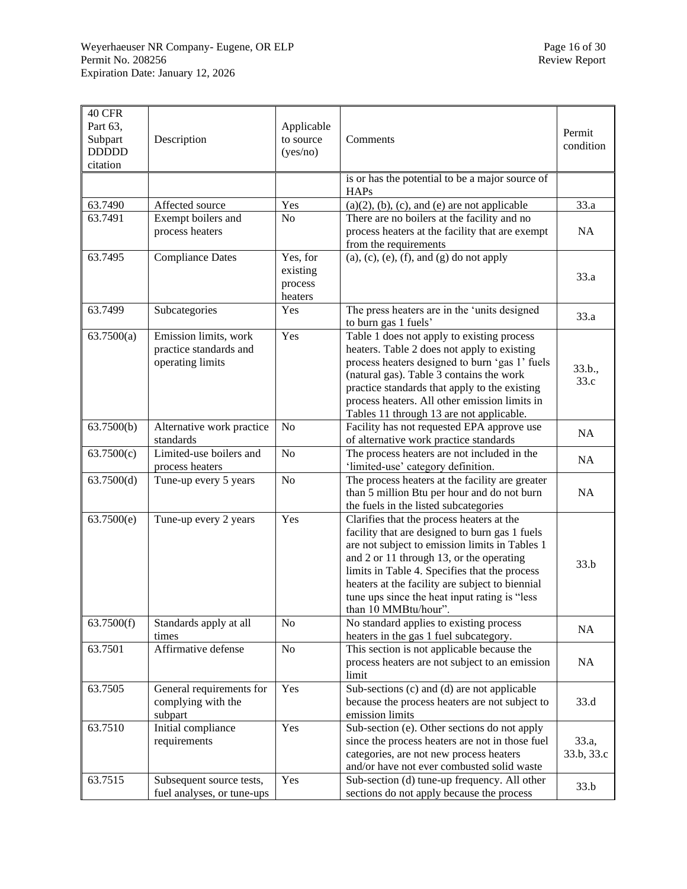| 40 CFR Part 63, Subpart DDDDD citation | Description | Applicable to source (yes/no) | Comments | Permit condition |
|---|---|---|---|---|
| | | | is or has the potential to be a major source of HAPs | |
| 63.7490 | Affected source | Yes | (a)(2), (b), (c), and (e) are not applicable | 33.a |
| 63.7491 | Exempt boilers and process heaters | No | There are no boilers at the facility and no process heaters at the facility that are exempt from the requirements | NA |
| 63.7495 | Compliance Dates | Yes, for existing process heaters | (a), (c), (e), (f), and (g) do not apply | 33.a |
| 63.7499 | Subcategories | Yes | The press heaters are in the 'units designed to burn gas 1 fuels' | 33.a |
| 63.7500(a) | Emission limits, work practice standards and operating limits | Yes | Table 1 does not apply to existing process heaters. Table 2 does not apply to existing process heaters designed to burn 'gas 1' fuels (natural gas). Table 3 contains the work practice standards that apply to the existing process heaters. All other emission limits in Tables 11 through 13 are not applicable. | 33.b., 33.c |
| 63.7500(b) | Alternative work practice standards | No | Facility has not requested EPA approve use of alternative work practice standards | NA |
| 63.7500(c) | Limited-use boilers and process heaters | No | The process heaters are not included in the 'limited-use' category definition. | NA |
| 63.7500(d) | Tune-up every 5 years | No | The process heaters at the facility are greater than 5 million Btu per hour and do not burn the fuels in the listed subcategories | NA |
| 63.7500(e) | Tune-up every 2 years | Yes | Clarifies that the process heaters at the facility that are designed to burn gas 1 fuels are not subject to emission limits in Tables 1 and 2 or 11 through 13, or the operating limits in Table 4. Specifies that the process heaters at the facility are subject to biennial tune ups since the heat input rating is "less than 10 MMBtu/hour". | 33.b |
| 63.7500(f) | Standards apply at all times | No | No standard applies to existing process heaters in the gas 1 fuel subcategory. | NA |
| 63.7501 | Affirmative defense | No | This section is not applicable because the process heaters are not subject to an emission limit | NA |
| 63.7505 | General requirements for complying with the subpart | Yes | Sub-sections (c) and (d) are not applicable because the process heaters are not subject to emission limits | 33.d |
| 63.7510 | Initial compliance requirements | Yes | Sub-section (e). Other sections do not apply since the process heaters are not in those fuel categories, are not new process heaters and/or have not ever combusted solid waste | 33.a, 33.b, 33.c |
| 63.7515 | Subsequent source tests, fuel analyses, or tune-ups | Yes | Sub-section (d) tune-up frequency. All other sections do not apply because the process | 33.b |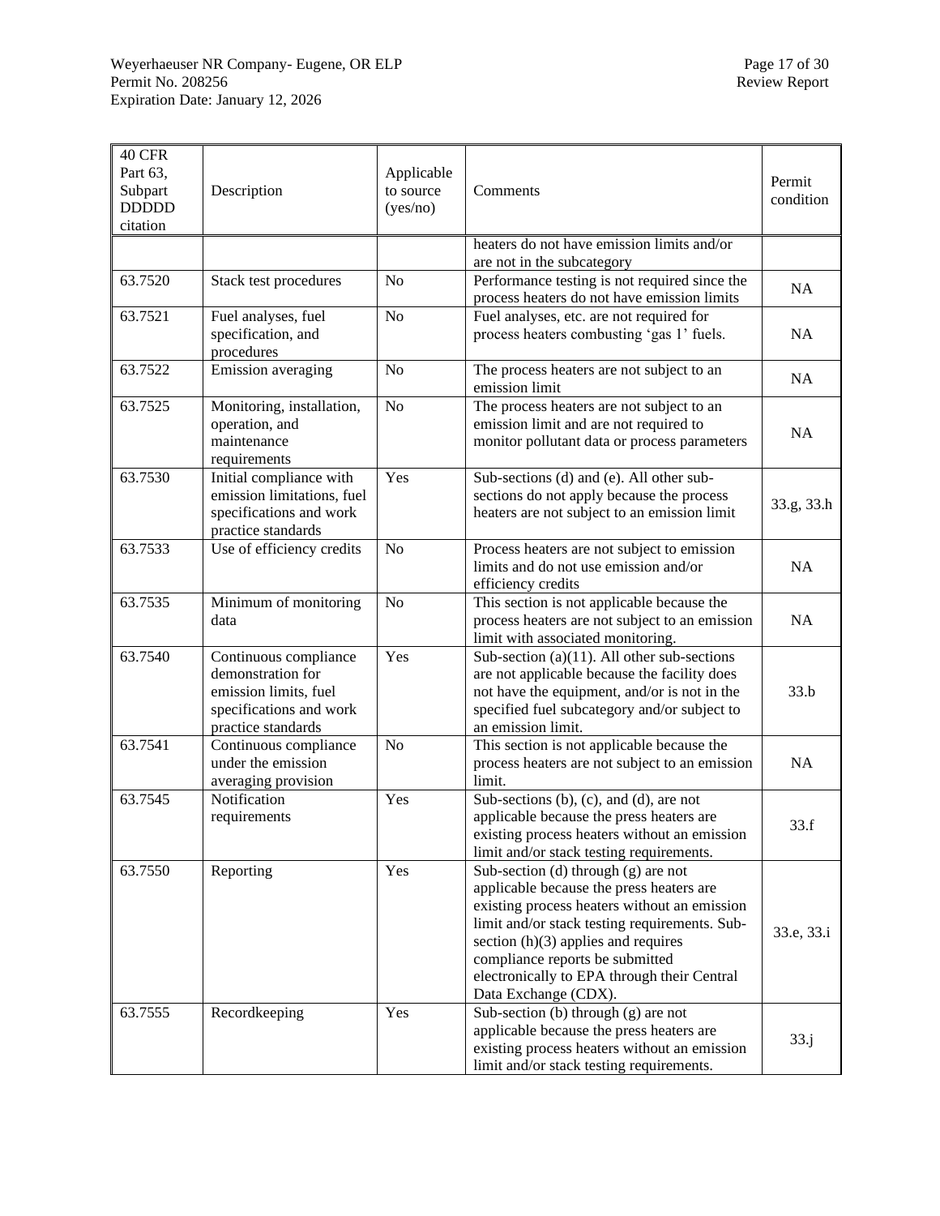| 40 CFR Part 63, Subpart DDDDD citation | Description | Applicable to source (yes/no) | Comments | Permit condition |
|---|---|---|---|---|
| | | | heaters do not have emission limits and/or are not in the subcategory | |
| 63.7520 | Stack test procedures | No | Performance testing is not required since the process heaters do not have emission limits | NA |
| 63.7521 | Fuel analyses, fuel specification, and procedures | No | Fuel analyses, etc. are not required for process heaters combusting 'gas 1' fuels. | NA |
| 63.7522 | Emission averaging | No | The process heaters are not subject to an emission limit | NA |
| 63.7525 | Monitoring, installation, operation, and maintenance requirements | No | The process heaters are not subject to an emission limit and are not required to monitor pollutant data or process parameters | NA |
| 63.7530 | Initial compliance with emission limitations, fuel specifications and work practice standards | Yes | Sub-sections (d) and (e). All other sub-sections do not apply because the process heaters are not subject to an emission limit | 33.g, 33.h |
| 63.7533 | Use of efficiency credits | No | Process heaters are not subject to emission limits and do not use emission and/or efficiency credits | NA |
| 63.7535 | Minimum of monitoring data | No | This section is not applicable because the process heaters are not subject to an emission limit with associated monitoring. | NA |
| 63.7540 | Continuous compliance demonstration for emission limits, fuel specifications and work practice standards | Yes | Sub-section (a)(11). All other sub-sections are not applicable because the facility does not have the equipment, and/or is not in the specified fuel subcategory and/or subject to an emission limit. | 33.b |
| 63.7541 | Continuous compliance under the emission averaging provision | No | This section is not applicable because the process heaters are not subject to an emission limit. | NA |
| 63.7545 | Notification requirements | Yes | Sub-sections (b), (c), and (d), are not applicable because the press heaters are existing process heaters without an emission limit and/or stack testing requirements. | 33.f |
| 63.7550 | Reporting | Yes | Sub-section (d) through (g) are not applicable because the press heaters are existing process heaters without an emission limit and/or stack testing requirements. Sub-section (h)(3) applies and requires compliance reports be submitted electronically to EPA through their Central Data Exchange (CDX). | 33.e, 33.i |
| 63.7555 | Recordkeeping | Yes | Sub-section (b) through (g) are not applicable because the press heaters are existing process heaters without an emission limit and/or stack testing requirements. | 33.j |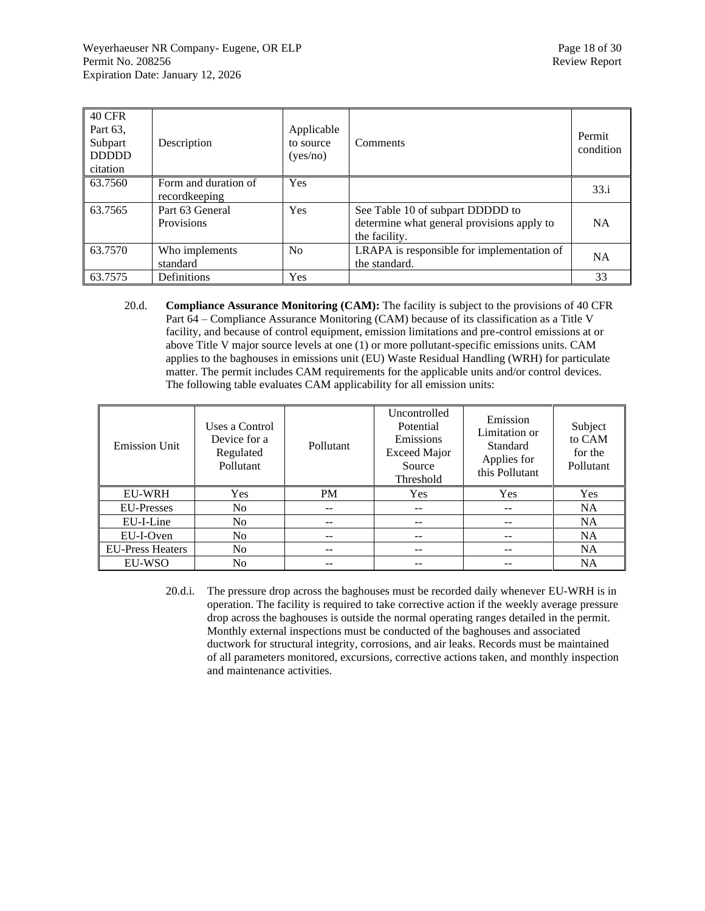| 40 CFR Part 63, Subpart DDDDD citation | Description | Applicable to source (yes/no) | Comments | Permit condition |
|---|---|---|---|---|
| 63.7560 | Form and duration of recordkeeping | Yes | | 33.i |
| 63.7565 | Part 63 General Provisions | Yes | See Table 10 of subpart DDDDD to determine what general provisions apply to the facility. | NA |
| 63.7570 | Who implements standard | No | LRAPA is responsible for implementation of the standard. | NA |
| 63.7575 | Definitions | Yes | | 33 |

20.d. **Compliance Assurance Monitoring (CAM):** The facility is subject to the provisions of 40 CFR Part 64 – Compliance Assurance Monitoring (CAM) because of its classification as a Title V facility, and because of control equipment, emission limitations and pre-control emissions at or above Title V major source levels at one (1) or more pollutant-specific emissions units. CAM applies to the baghouses in emissions unit (EU) Waste Residual Handling (WRH) for particulate matter. The permit includes CAM requirements for the applicable units and/or control devices. The following table evaluates CAM applicability for all emission units:

| Emission Unit | Uses a Control Device for a Regulated Pollutant | Pollutant | Uncontrolled Potential Emissions Exceed Major Source Threshold | Emission Limitation or Standard Applies for this Pollutant | Subject to CAM for the Pollutant |
|---|---|---|---|---|---|
| EU-WRH | Yes | PM | Yes | Yes | Yes |
| EU-Presses | No | -- | -- | -- | NA |
| EU-I-Line | No | -- | -- | -- | NA |
| EU-I-Oven | No | -- | -- | -- | NA |
| EU-Press Heaters | No | -- | -- | -- | NA |
| EU-WSO | No | -- | -- | -- | NA |

20.d.i. The pressure drop across the baghouses must be recorded daily whenever EU-WRH is in operation. The facility is required to take corrective action if the weekly average pressure drop across the baghouses is outside the normal operating ranges detailed in the permit. Monthly external inspections must be conducted of the baghouses and associated ductwork for structural integrity, corrosions, and air leaks. Records must be maintained of all parameters monitored, excursions, corrective actions taken, and monthly inspection and maintenance activities.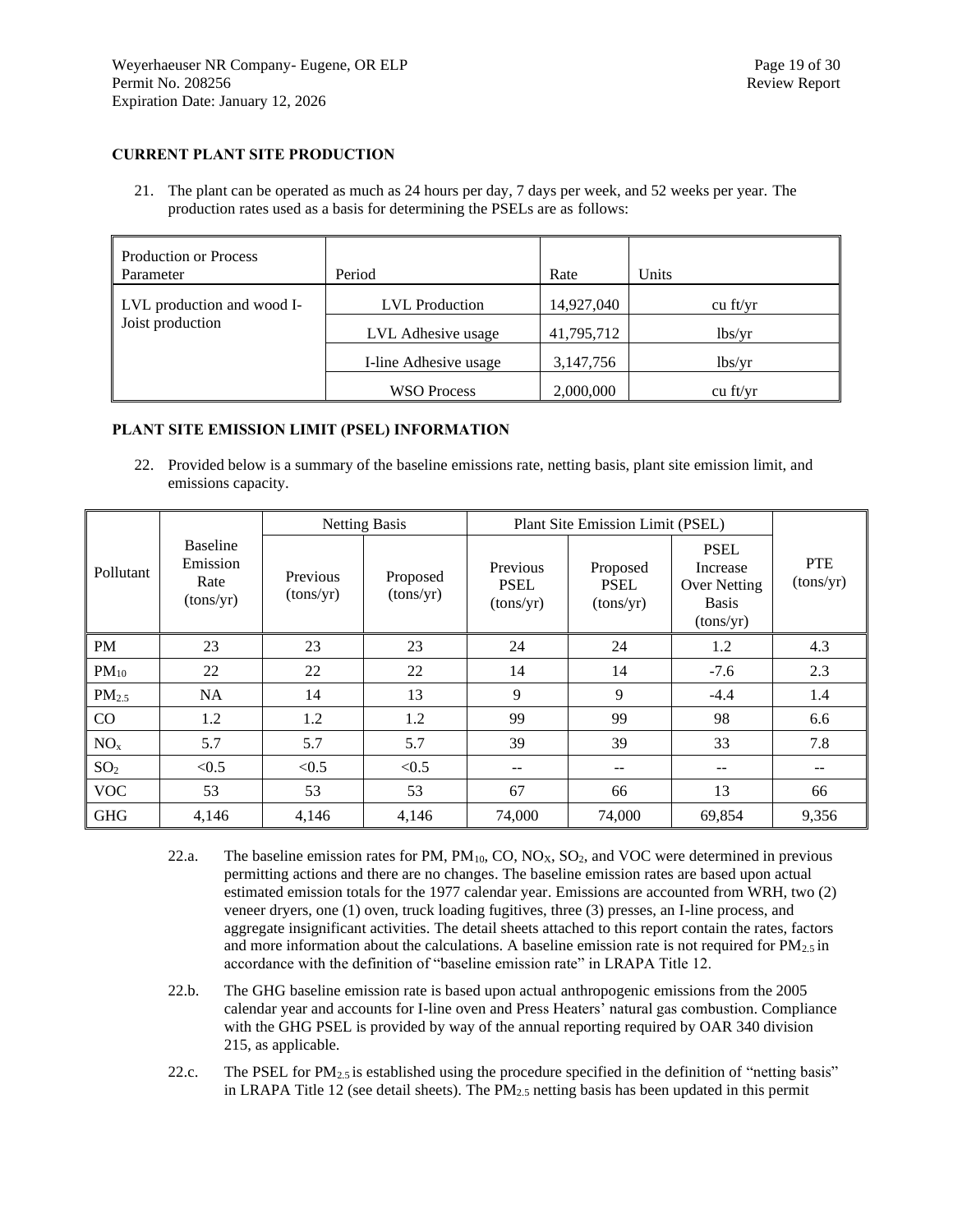**CURRENT PLANT SITE PRODUCTION**

21. The plant can be operated as much as 24 hours per day, 7 days per week, and 52 weeks per year. The production rates used as a basis for determining the PSELs are as follows:

| Production or Process Parameter | Period | Rate | Units |
|---|---|---|---|
| LVL production and wood I-Joist production | LVL Production | 14,927,040 | cu ft/yr |
| | LVL Adhesive usage | 41,795,712 | lbs/yr |
| | I-line Adhesive usage | 3,147,756 | lbs/yr |
| | WSO Process | 2,000,000 | cu ft/yr |

**PLANT SITE EMISSION LIMIT (PSEL) INFORMATION**

22. Provided below is a summary of the baseline emissions rate, netting basis, plant site emission limit, and emissions capacity.

| Pollutant | Baseline Emission Rate (tons/yr) | Netting Basis | | Plant Site Emission Limit (PSEL) | | | PTE (tons/yr) |
|---|---|---|---|---|---|---|---|
| | | Previous (tons/yr) | Proposed (tons/yr) | Previous PSEL (tons/yr) | Proposed PSEL (tons/yr) | PSEL Increase Over Netting Basis (tons/yr) | |
| PM | 23 | 23 | 23 | 24 | 24 | 1.2 | 4.3 |
| $PM_{10}$ | 22 | 22 | 22 | 14 | 14 | -7.6 | 2.3 |
| $PM_{2.5}$ | NA | 14 | 13 | 9 | 9 | -4.4 | 1.4 |
| CO | 1.2 | 1.2 | 1.2 | 99 | 99 | 98 | 6.6 |
| $NO_x$ | 5.7 | 5.7 | 5.7 | 39 | 39 | 33 | 7.8 |
| $SO_2$ | <0.5 | <0.5 | <0.5 | -- | -- | -- | -- |
| VOC | 53 | 53 | 53 | 67 | 66 | 13 | 66 |
| GHG | 4,146 | 4,146 | 4,146 | 74,000 | 74,000 | 69,854 | 9,356 |

22.a. The baseline emission rates for PM, $PM_{10}$, CO, $NO_X$, $SO_2$, and VOC were determined in previous permitting actions and there are no changes. The baseline emission rates are based upon actual estimated emission totals for the 1977 calendar year. Emissions are accounted from WRH, two (2) veneer dryers, one (1) oven, truck loading fugitives, three (3) presses, an I-line process, and aggregate insignificant activities. The detail sheets attached to this report contain the rates, factors and more information about the calculations. A baseline emission rate is not required for $PM_{2.5}$ in accordance with the definition of "baseline emission rate" in LRAPA Title 12.

22.b. The GHG baseline emission rate is based upon actual anthropogenic emissions from the 2005 calendar year and accounts for I-line oven and Press Heaters' natural gas combustion. Compliance with the GHG PSEL is provided by way of the annual reporting required by OAR 340 division 215, as applicable.

22.c. The PSEL for $PM_{2.5}$ is established using the procedure specified in the definition of "netting basis" in LRAPA Title 12 (see detail sheets). The $PM_{2.5}$ netting basis has been updated in this permit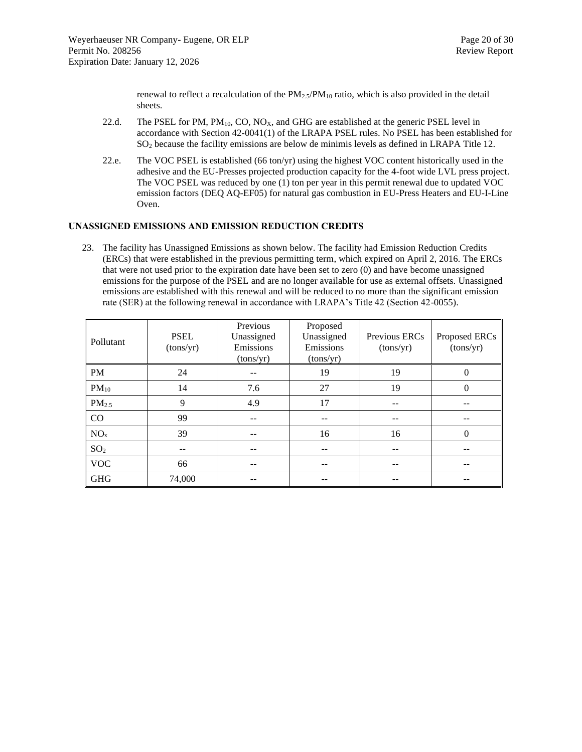renewal to reflect a recalculation of the $PM_{2.5}/PM_{10}$ ratio, which is also provided in the detail sheets.

22.d. The PSEL for PM, $PM_{10}$, CO, $NO_X$, and GHG are established at the generic PSEL level in accordance with Section 42-0041(1) of the LRAPA PSEL rules. No PSEL has been established for $SO_2$ because the facility emissions are below de minimis levels as defined in LRAPA Title 12.

22.e. The VOC PSEL is established (66 ton/yr) using the highest VOC content historically used in the adhesive and the EU-Presses projected production capacity for the 4-foot wide LVL press project. The VOC PSEL was reduced by one (1) ton per year in this permit renewal due to updated VOC emission factors (DEQ AQ-EF05) for natural gas combustion in EU-Press Heaters and EU-I-Line Oven.

**UNASSIGNED EMISSIONS AND EMISSION REDUCTION CREDITS**

23. The facility has Unassigned Emissions as shown below. The facility had Emission Reduction Credits (ERCs) that were established in the previous permitting term, which expired on April 2, 2016. The ERCs that were not used prior to the expiration date have been set to zero (0) and have become unassigned emissions for the purpose of the PSEL and are no longer available for use as external offsets. Unassigned emissions are established with this renewal and will be reduced to no more than the significant emission rate (SER) at the following renewal in accordance with LRAPA's Title 42 (Section 42-0055).

| Pollutant | PSEL (tons/yr) | Previous Unassigned Emissions (tons/yr) | Proposed Unassigned Emissions (tons/yr) | Previous ERCs (tons/yr) | Proposed ERCs (tons/yr) |
|---|---|---|---|---|---|
| PM | 24 | -- | 19 | 19 | 0 |
| $PM_{10}$ | 14 | 7.6 | 27 | 19 | 0 |
| $PM_{2.5}$ | 9 | 4.9 | 17 | -- | -- |
| CO | 99 | -- | -- | -- | -- |
| $NO_x$ | 39 | -- | 16 | 16 | 0 |
| $SO_2$ | -- | -- | -- | -- | -- |
| VOC | 66 | -- | -- | -- | -- |
| GHG | 74,000 | -- | -- | -- | -- |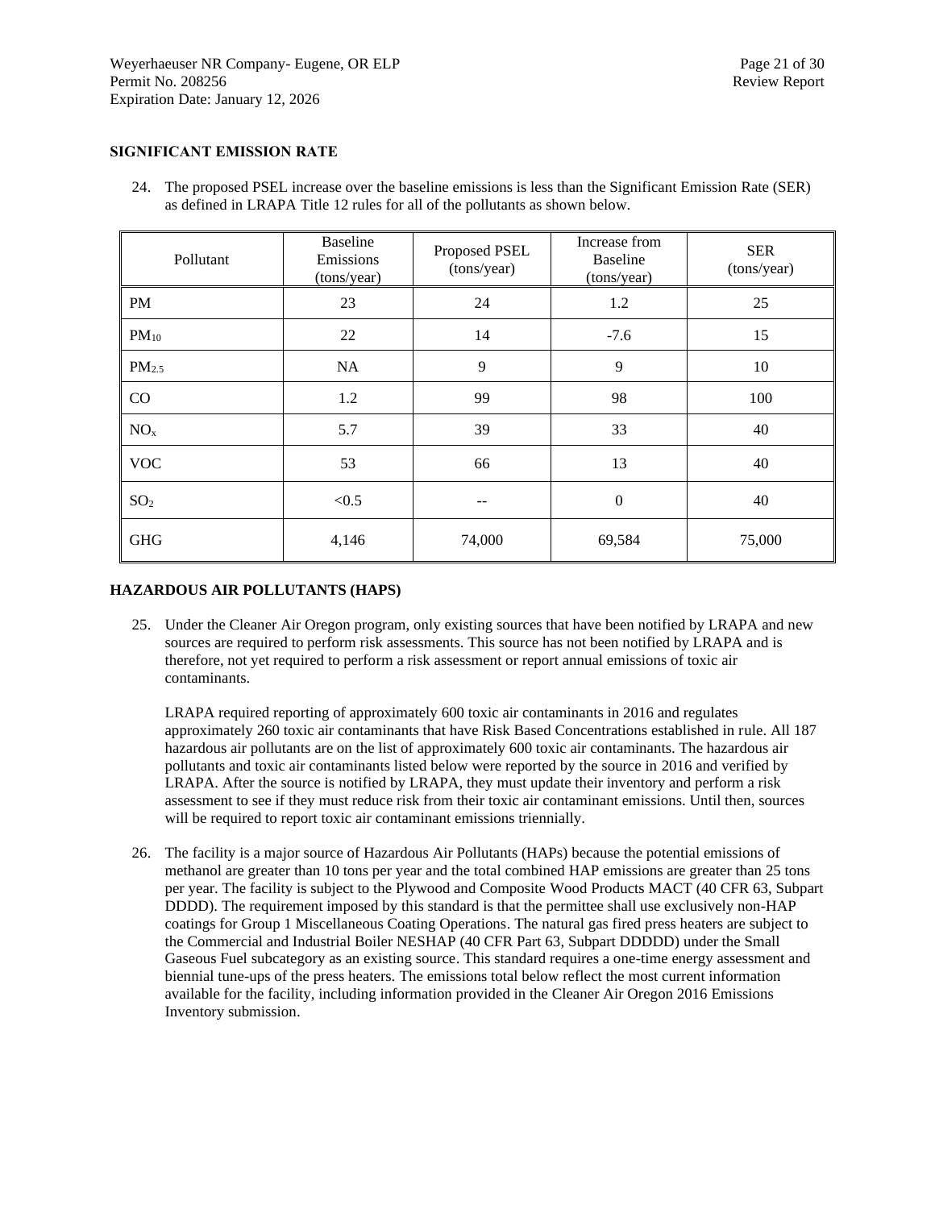## SIGNIFICANT EMISSION RATE

24. The proposed PSEL increase over the baseline emissions is less than the Significant Emission Rate (SER) as defined in LRAPA Title 12 rules for all of the pollutants as shown below.

| Pollutant | Baseline Emissions (tons/year) | Proposed PSEL (tons/year) | Increase from Baseline (tons/year) | SER (tons/year) |
|---|---|---|---|---|
| PM | 23 | 24 | 1.2 | 25 |
| $PM_{10}$ | 22 | 14 | -7.6 | 15 |
| $PM_{2.5}$ | NA | 9 | 9 | 10 |
| CO | 1.2 | 99 | 98 | 100 |
| $NO_x$ | 5.7 | 39 | 33 | 40 |
| VOC | 53 | 66 | 13 | 40 |
| $SO_2$ | <0.5 | -- | 0 | 40 |
| GHG | 4,146 | 74,000 | 69,584 | 75,000 |

## HAZARDOUS AIR POLLUTANTS (HAPS)

25. Under the Cleaner Air Oregon program, only existing sources that have been notified by LRAPA and new sources are required to perform risk assessments. This source has not been notified by LRAPA and is therefore, not yet required to perform a risk assessment or report annual emissions of toxic air contaminants.

    LRAPA required reporting of approximately 600 toxic air contaminants in 2016 and regulates approximately 260 toxic air contaminants that have Risk Based Concentrations established in rule. All 187 hazardous air pollutants are on the list of approximately 600 toxic air contaminants. The hazardous air pollutants and toxic air contaminants listed below were reported by the source in 2016 and verified by LRAPA. After the source is notified by LRAPA, they must update their inventory and perform a risk assessment to see if they must reduce risk from their toxic air contaminant emissions. Until then, sources will be required to report toxic air contaminant emissions triennially.

26. The facility is a major source of Hazardous Air Pollutants (HAPs) because the potential emissions of methanol are greater than 10 tons per year and the total combined HAP emissions are greater than 25 tons per year. The facility is subject to the Plywood and Composite Wood Products MACT (40 CFR 63, Subpart DDDD). The requirement imposed by this standard is that the permittee shall use exclusively non-HAP coatings for Group 1 Miscellaneous Coating Operations. The natural gas fired press heaters are subject to the Commercial and Industrial Boiler NESHAP (40 CFR Part 63, Subpart DDDDD) under the Small Gaseous Fuel subcategory as an existing source. This standard requires a one-time energy assessment and biennial tune-ups of the press heaters. The emissions total below reflect the most current information available for the facility, including information provided in the Cleaner Air Oregon 2016 Emissions Inventory submission.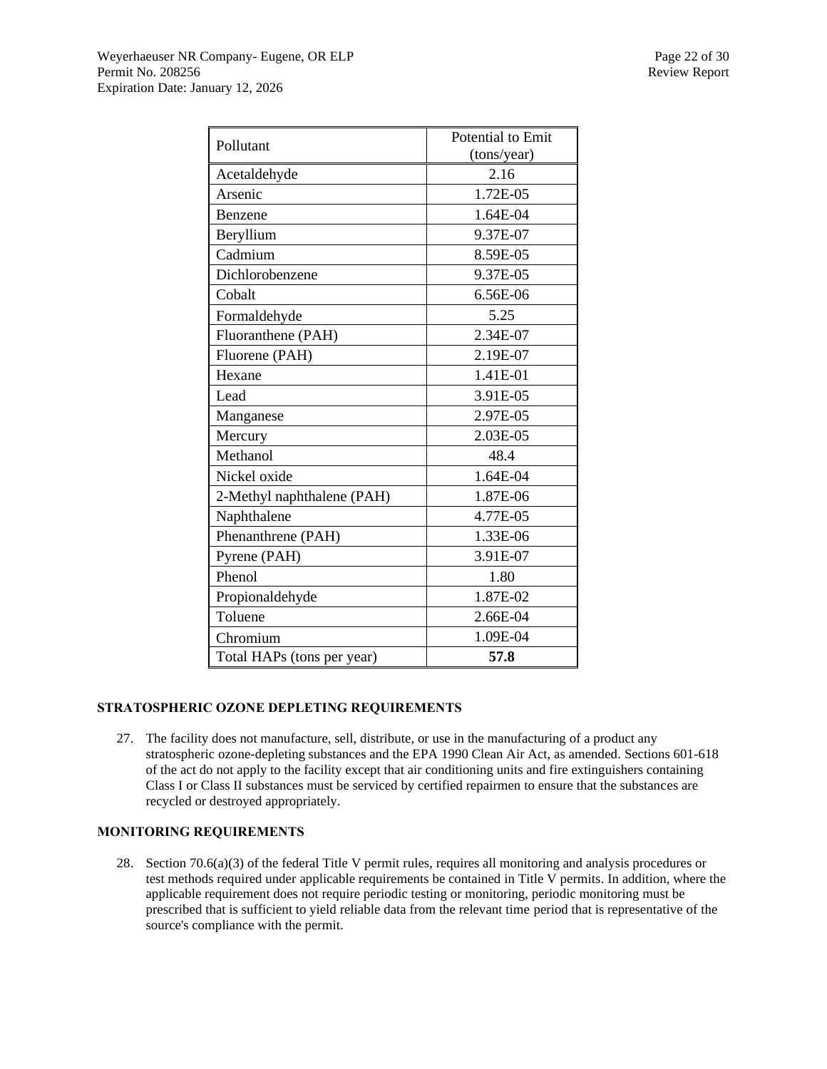| Pollutant | Potential to Emit (tons/year) |
| --- | --- |
| Acetaldehyde | 2.16 |
| Arsenic | 1.72E-05 |
| Benzene | 1.64E-04 |
| Beryllium | 9.37E-07 |
| Cadmium | 8.59E-05 |
| Dichlorobenzene | 9.37E-05 |
| Cobalt | 6.56E-06 |
| Formaldehyde | 5.25 |
| Fluoranthene (PAH) | 2.34E-07 |
| Fluorene (PAH) | 2.19E-07 |
| Hexane | 1.41E-01 |
| Lead | 3.91E-05 |
| Manganese | 2.97E-05 |
| Mercury | 2.03E-05 |
| Methanol | 48.4 |
| Nickel oxide | 1.64E-04 |
| 2-Methyl naphthalene (PAH) | 1.87E-06 |
| Naphthalene | 4.77E-05 |
| Phenanthrene (PAH) | 1.33E-06 |
| Pyrene (PAH) | 3.91E-07 |
| Phenol | 1.80 |
| Propionaldehyde | 1.87E-02 |
| Toluene | 2.66E-04 |
| Chromium | 1.09E-04 |
| Total HAPs (tons per year) | **57.8** |

**STRATOSPHERIC OZONE DEPLETING REQUIREMENTS**

27. The facility does not manufacture, sell, distribute, or use in the manufacturing of a product any stratospheric ozone-depleting substances and the EPA 1990 Clean Air Act, as amended. Sections 601-618 of the act do not apply to the facility except that air conditioning units and fire extinguishers containing Class I or Class II substances must be serviced by certified repairmen to ensure that the substances are recycled or destroyed appropriately.

**MONITORING REQUIREMENTS**

28. Section 70.6(a)(3) of the federal Title V permit rules, requires all monitoring and analysis procedures or test methods required under applicable requirements be contained in Title V permits. In addition, where the applicable requirement does not require periodic testing or monitoring, periodic monitoring must be prescribed that is sufficient to yield reliable data from the relevant time period that is representative of the source's compliance with the permit.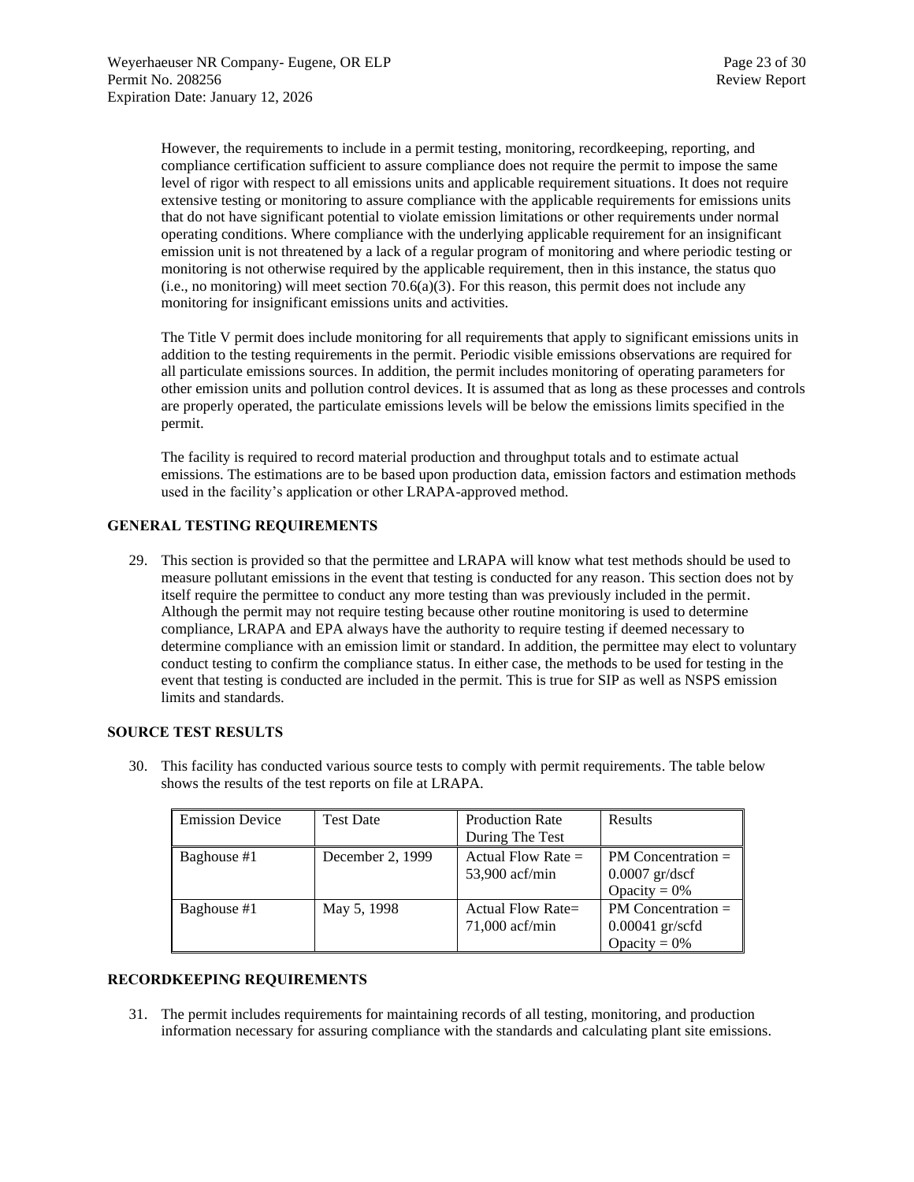However, the requirements to include in a permit testing, monitoring, recordkeeping, reporting, and compliance certification sufficient to assure compliance does not require the permit to impose the same level of rigor with respect to all emissions units and applicable requirement situations. It does not require extensive testing or monitoring to assure compliance with the applicable requirements for emissions units that do not have significant potential to violate emission limitations or other requirements under normal operating conditions. Where compliance with the underlying applicable requirement for an insignificant emission unit is not threatened by a lack of a regular program of monitoring and where periodic testing or monitoring is not otherwise required by the applicable requirement, then in this instance, the status quo (i.e., no monitoring) will meet section 70.6(a)(3). For this reason, this permit does not include any monitoring for insignificant emissions units and activities.

The Title V permit does include monitoring for all requirements that apply to significant emissions units in addition to the testing requirements in the permit. Periodic visible emissions observations are required for all particulate emissions sources. In addition, the permit includes monitoring of operating parameters for other emission units and pollution control devices. It is assumed that as long as these processes and controls are properly operated, the particulate emissions levels will be below the emissions limits specified in the permit.

The facility is required to record material production and throughput totals and to estimate actual emissions. The estimations are to be based upon production data, emission factors and estimation methods used in the facility's application or other LRAPA-approved method.

## GENERAL TESTING REQUIREMENTS

29. This section is provided so that the permittee and LRAPA will know what test methods should be used to measure pollutant emissions in the event that testing is conducted for any reason. This section does not by itself require the permittee to conduct any more testing than was previously included in the permit. Although the permit may not require testing because other routine monitoring is used to determine compliance, LRAPA and EPA always have the authority to require testing if deemed necessary to determine compliance with an emission limit or standard. In addition, the permittee may elect to voluntary conduct testing to confirm the compliance status. In either case, the methods to be used for testing in the event that testing is conducted are included in the permit. This is true for SIP as well as NSPS emission limits and standards.

## SOURCE TEST RESULTS

30. This facility has conducted various source tests to comply with permit requirements. The table below shows the results of the test reports on file at LRAPA.

| Emission Device | Test Date | Production Rate During The Test | Results |
|---|---|---|---|
| Baghouse #1 | December 2, 1999 | Actual Flow Rate = 53,900 acf/min | PM Concentration = 0.0007 gr/dscf<br>Opacity = 0% |
| Baghouse #1 | May 5, 1998 | Actual Flow Rate= 71,000 acf/min | PM Concentration = 0.00041 gr/scfd<br>Opacity = 0% |

## RECORDKEEPING REQUIREMENTS

31. The permit includes requirements for maintaining records of all testing, monitoring, and production information necessary for assuring compliance with the standards and calculating plant site emissions.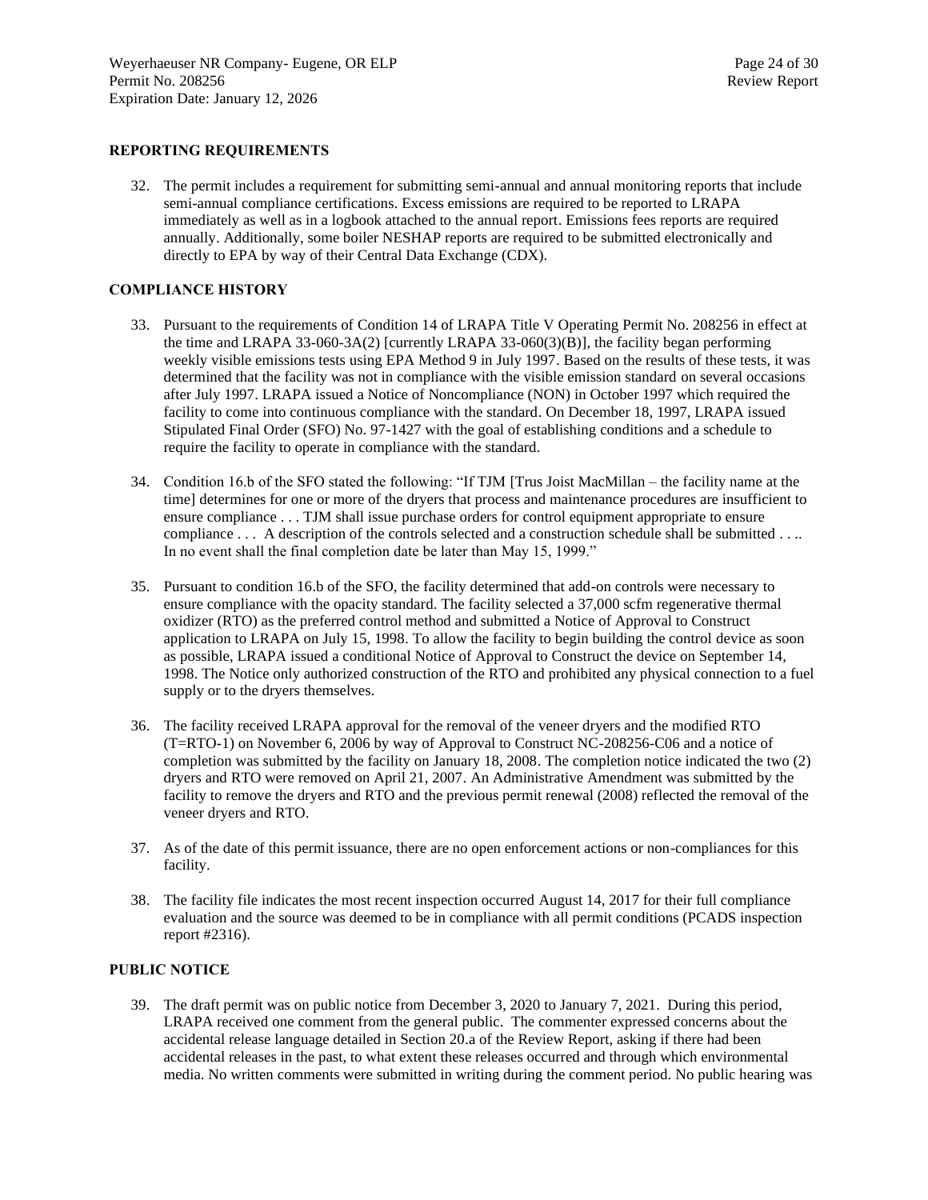## REPORTING REQUIREMENTS

32. The permit includes a requirement for submitting semi-annual and annual monitoring reports that include semi-annual compliance certifications. Excess emissions are required to be reported to LRAPA immediately as well as in a logbook attached to the annual report. Emissions fees reports are required annually. Additionally, some boiler NESHAP reports are required to be submitted electronically and directly to EPA by way of their Central Data Exchange (CDX).

## COMPLIANCE HISTORY

33. Pursuant to the requirements of Condition 14 of LRAPA Title V Operating Permit No. 208256 in effect at the time and LRAPA 33-060-3A(2) [currently LRAPA 33-060(3)(B)], the facility began performing weekly visible emissions tests using EPA Method 9 in July 1997. Based on the results of these tests, it was determined that the facility was not in compliance with the visible emission standard on several occasions after July 1997. LRAPA issued a Notice of Noncompliance (NON) in October 1997 which required the facility to come into continuous compliance with the standard. On December 18, 1997, LRAPA issued Stipulated Final Order (SFO) No. 97-1427 with the goal of establishing conditions and a schedule to require the facility to operate in compliance with the standard.

34. Condition 16.b of the SFO stated the following: "If TJM [Trus Joist MacMillan – the facility name at the time] determines for one or more of the dryers that process and maintenance procedures are insufficient to ensure compliance . . . TJM shall issue purchase orders for control equipment appropriate to ensure compliance . . . A description of the controls selected and a construction schedule shall be submitted . . .. In no event shall the final completion date be later than May 15, 1999."

35. Pursuant to condition 16.b of the SFO, the facility determined that add-on controls were necessary to ensure compliance with the opacity standard. The facility selected a 37,000 scfm regenerative thermal oxidizer (RTO) as the preferred control method and submitted a Notice of Approval to Construct application to LRAPA on July 15, 1998. To allow the facility to begin building the control device as soon as possible, LRAPA issued a conditional Notice of Approval to Construct the device on September 14, 1998. The Notice only authorized construction of the RTO and prohibited any physical connection to a fuel supply or to the dryers themselves.

36. The facility received LRAPA approval for the removal of the veneer dryers and the modified RTO (T=RTO-1) on November 6, 2006 by way of Approval to Construct NC-208256-C06 and a notice of completion was submitted by the facility on January 18, 2008. The completion notice indicated the two (2) dryers and RTO were removed on April 21, 2007. An Administrative Amendment was submitted by the facility to remove the dryers and RTO and the previous permit renewal (2008) reflected the removal of the veneer dryers and RTO.

37. As of the date of this permit issuance, there are no open enforcement actions or non-compliances for this facility.

38. The facility file indicates the most recent inspection occurred August 14, 2017 for their full compliance evaluation and the source was deemed to be in compliance with all permit conditions (PCADS inspection report #2316).

## PUBLIC NOTICE

39. The draft permit was on public notice from December 3, 2020 to January 7, 2021. During this period, LRAPA received one comment from the general public. The commenter expressed concerns about the accidental release language detailed in Section 20.a of the Review Report, asking if there had been accidental releases in the past, to what extent these releases occurred and through which environmental media. No written comments were submitted in writing during the comment period. No public hearing was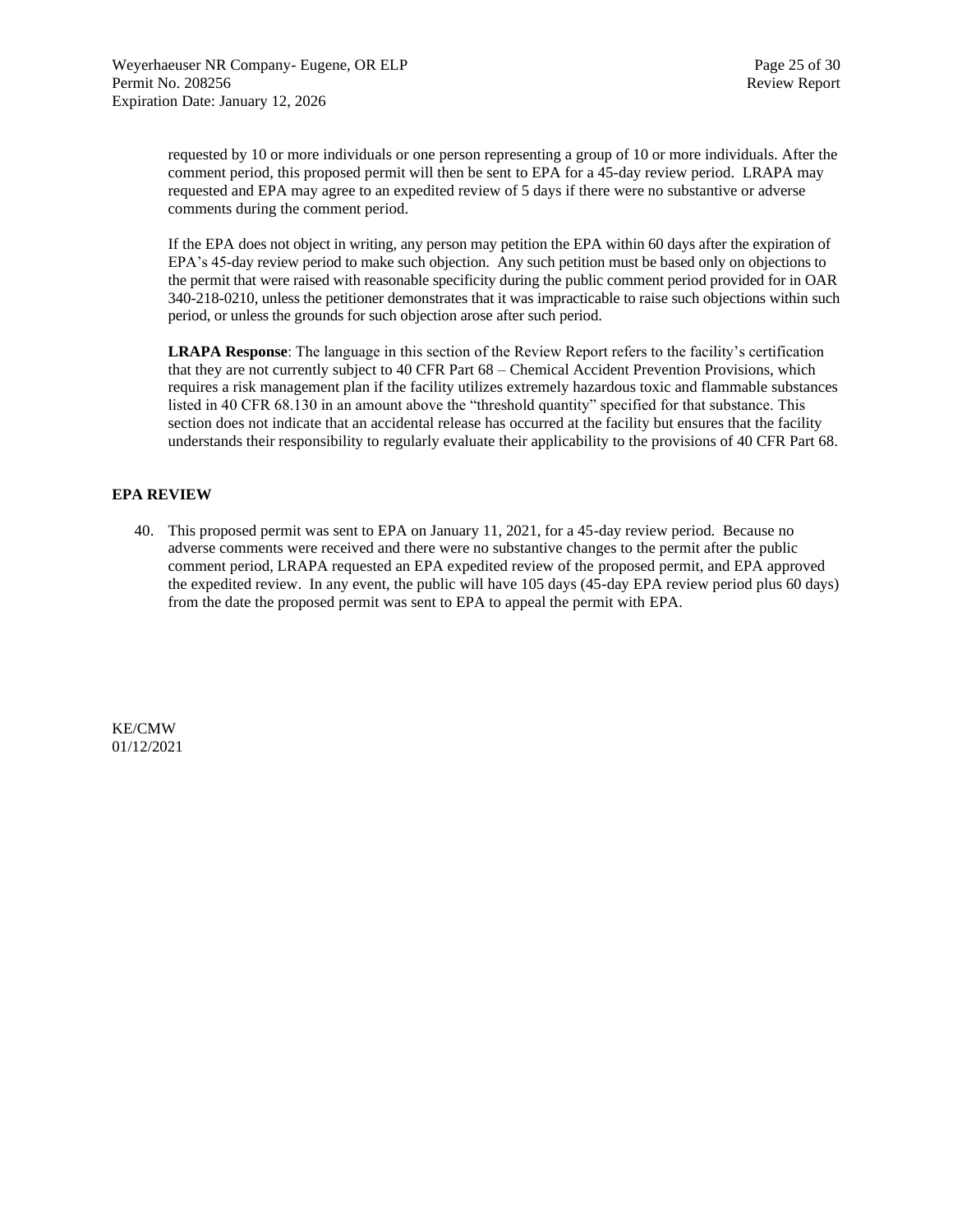requested by 10 or more individuals or one person representing a group of 10 or more individuals. After the comment period, this proposed permit will then be sent to EPA for a 45-day review period. LRAPA may requested and EPA may agree to an expedited review of 5 days if there were no substantive or adverse comments during the comment period.

If the EPA does not object in writing, any person may petition the EPA within 60 days after the expiration of EPA's 45-day review period to make such objection. Any such petition must be based only on objections to the permit that were raised with reasonable specificity during the public comment period provided for in OAR 340-218-0210, unless the petitioner demonstrates that it was impracticable to raise such objections within such period, or unless the grounds for such objection arose after such period.

**LRAPA Response**: The language in this section of the Review Report refers to the facility's certification that they are not currently subject to 40 CFR Part 68 – Chemical Accident Prevention Provisions, which requires a risk management plan if the facility utilizes extremely hazardous toxic and flammable substances listed in 40 CFR 68.130 in an amount above the "threshold quantity" specified for that substance. This section does not indicate that an accidental release has occurred at the facility but ensures that the facility understands their responsibility to regularly evaluate their applicability to the provisions of 40 CFR Part 68.

## EPA REVIEW

40. This proposed permit was sent to EPA on January 11, 2021, for a 45-day review period. Because no adverse comments were received and there were no substantive changes to the permit after the public comment period, LRAPA requested an EPA expedited review of the proposed permit, and EPA approved the expedited review. In any event, the public will have 105 days (45-day EPA review period plus 60 days) from the date the proposed permit was sent to EPA to appeal the permit with EPA.

KE/CMW
01/12/2021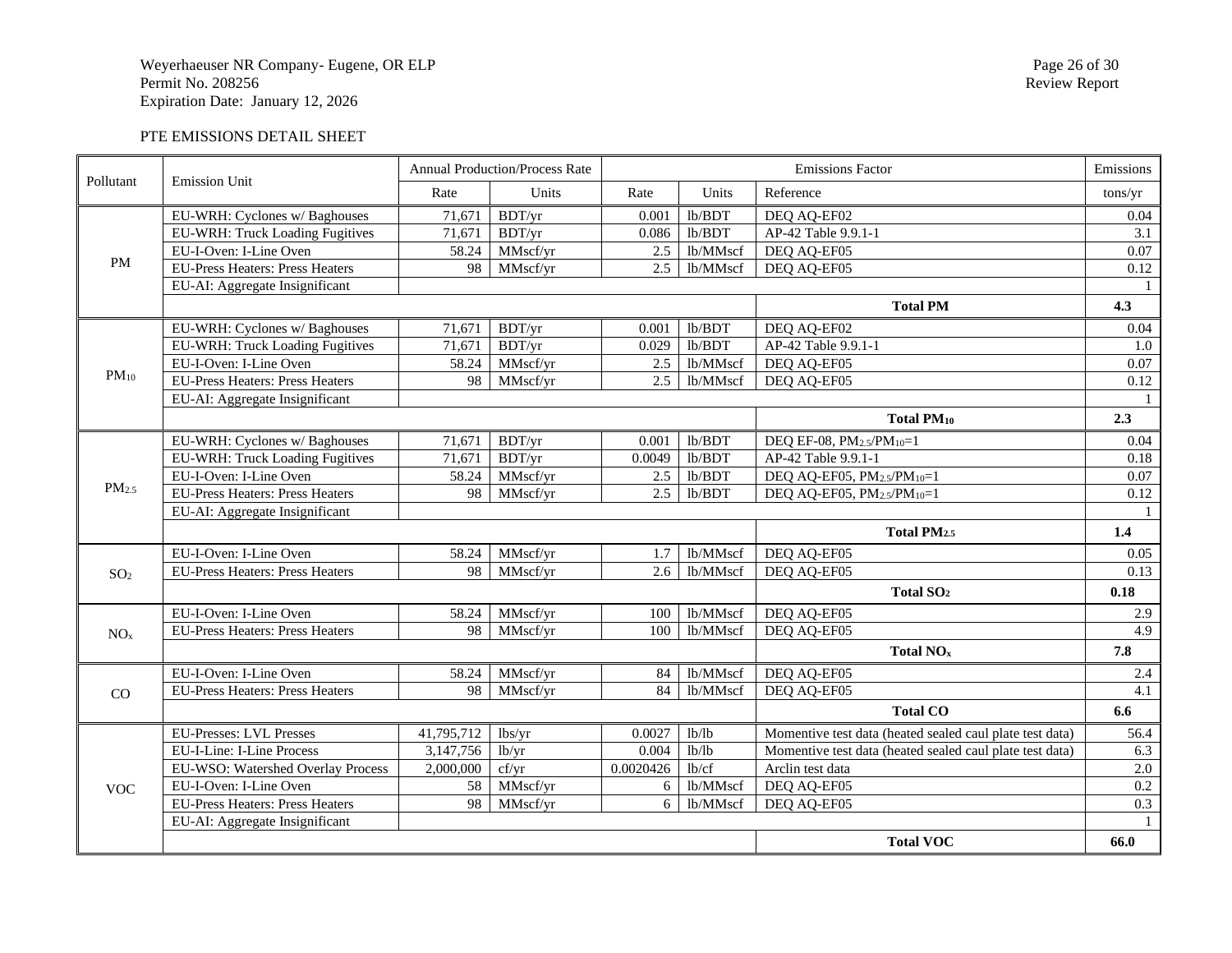PTE EMISSIONS DETAIL SHEET

| Pollutant | Emission Unit | Annual Production/Process Rate | | Emissions Factor | | | Emissions |
|---|---|---|---|---|---|---|---|
| | | Rate | Units | Rate | Units | Reference | tons/yr |
| PM | EU-WRH: Cyclones w/ Baghouses | 71,671 | BDT/yr | 0.001 | lb/BDT | DEQ AQ-EF02 | 0.04 |
| | EU-WRH: Truck Loading Fugitives | 71,671 | BDT/yr | 0.086 | lb/BDT | AP-42 Table 9.9.1-1 | 3.1 |
| | EU-I-Oven: I-Line Oven | 58.24 | MMscf/yr | 2.5 | lb/MMscf | DEQ AQ-EF05 | 0.07 |
| | EU-Press Heaters: Press Heaters | 98 | MMscf/yr | 2.5 | lb/MMscf | DEQ AQ-EF05 | 0.12 |
| | EU-AI: Aggregate Insignificant | | | | | | 1 |
| | | | | | | **Total PM** | **4.3** |
| $PM_{10}$ | EU-WRH: Cyclones w/ Baghouses | 71,671 | BDT/yr | 0.001 | lb/BDT | DEQ AQ-EF02 | 0.04 |
| | EU-WRH: Truck Loading Fugitives | 71,671 | BDT/yr | 0.029 | lb/BDT | AP-42 Table 9.9.1-1 | 1.0 |
| | EU-I-Oven: I-Line Oven | 58.24 | MMscf/yr | 2.5 | lb/MMscf | DEQ AQ-EF05 | 0.07 |
| | EU-Press Heaters: Press Heaters | 98 | MMscf/yr | 2.5 | lb/MMscf | DEQ AQ-EF05 | 0.12 |
| | EU-AI: Aggregate Insignificant | | | | | | 1 |
| | | | | | | **Total $PM_{10}$** | **2.3** |
| $PM_{2.5}$ | EU-WRH: Cyclones w/ Baghouses | 71,671 | BDT/yr | 0.001 | lb/BDT | DEQ EF-08, $PM_{2.5}/PM_{10}$=1 | 0.04 |
| | EU-WRH: Truck Loading Fugitives | 71,671 | BDT/yr | 0.0049 | lb/BDT | AP-42 Table 9.9.1-1 | 0.18 |
| | EU-I-Oven: I-Line Oven | 58.24 | MMscf/yr | 2.5 | lb/BDT | DEQ AQ-EF05, $PM_{2.5}/PM_{10}$=1 | 0.07 |
| | EU-Press Heaters: Press Heaters | 98 | MMscf/yr | 2.5 | lb/BDT | DEQ AQ-EF05, $PM_{2.5}/PM_{10}$=1 | 0.12 |
| | EU-AI: Aggregate Insignificant | | | | | | 1 |
| | | | | | | **Total $PM_{2.5}$** | **1.4** |
| $SO_2$ | EU-I-Oven: I-Line Oven | 58.24 | MMscf/yr | 1.7 | lb/MMscf | DEQ AQ-EF05 | 0.05 |
| | EU-Press Heaters: Press Heaters | 98 | MMscf/yr | 2.6 | lb/MMscf | DEQ AQ-EF05 | 0.13 |
| | | | | | | **Total $SO_2$** | **0.18** |
| $NO_x$ | EU-I-Oven: I-Line Oven | 58.24 | MMscf/yr | 100 | lb/MMscf | DEQ AQ-EF05 | 2.9 |
| | EU-Press Heaters: Press Heaters | 98 | MMscf/yr | 100 | lb/MMscf | DEQ AQ-EF05 | 4.9 |
| | | | | | | **Total $NO_x$** | **7.8** |
| CO | EU-I-Oven: I-Line Oven | 58.24 | MMscf/yr | 84 | lb/MMscf | DEQ AQ-EF05 | 2.4 |
| | EU-Press Heaters: Press Heaters | 98 | MMscf/yr | 84 | lb/MMscf | DEQ AQ-EF05 | 4.1 |
| | | | | | | **Total CO** | **6.6** |
| VOC | EU-Presses: LVL Presses | 41,795,712 | lbs/yr | 0.0027 | lb/lb | Momentive test data (heated sealed caul plate test data) | 56.4 |
| | EU-I-Line: I-Line Process | 3,147,756 | lb/yr | 0.004 | lb/lb | Momentive test data (heated sealed caul plate test data) | 6.3 |
| | EU-WSO: Watershed Overlay Process | 2,000,000 | cf/yr | 0.0020426 | lb/cf | Arclin test data | 2.0 |
| | EU-I-Oven: I-Line Oven | 58 | MMscf/yr | 6 | lb/MMscf | DEQ AQ-EF05 | 0.2 |
| | EU-Press Heaters: Press Heaters | 98 | MMscf/yr | 6 | lb/MMscf | DEQ AQ-EF05 | 0.3 |
| | EU-AI: Aggregate Insignificant | | | | | | 1 |
| | | | | | | **Total VOC** | **66.0** |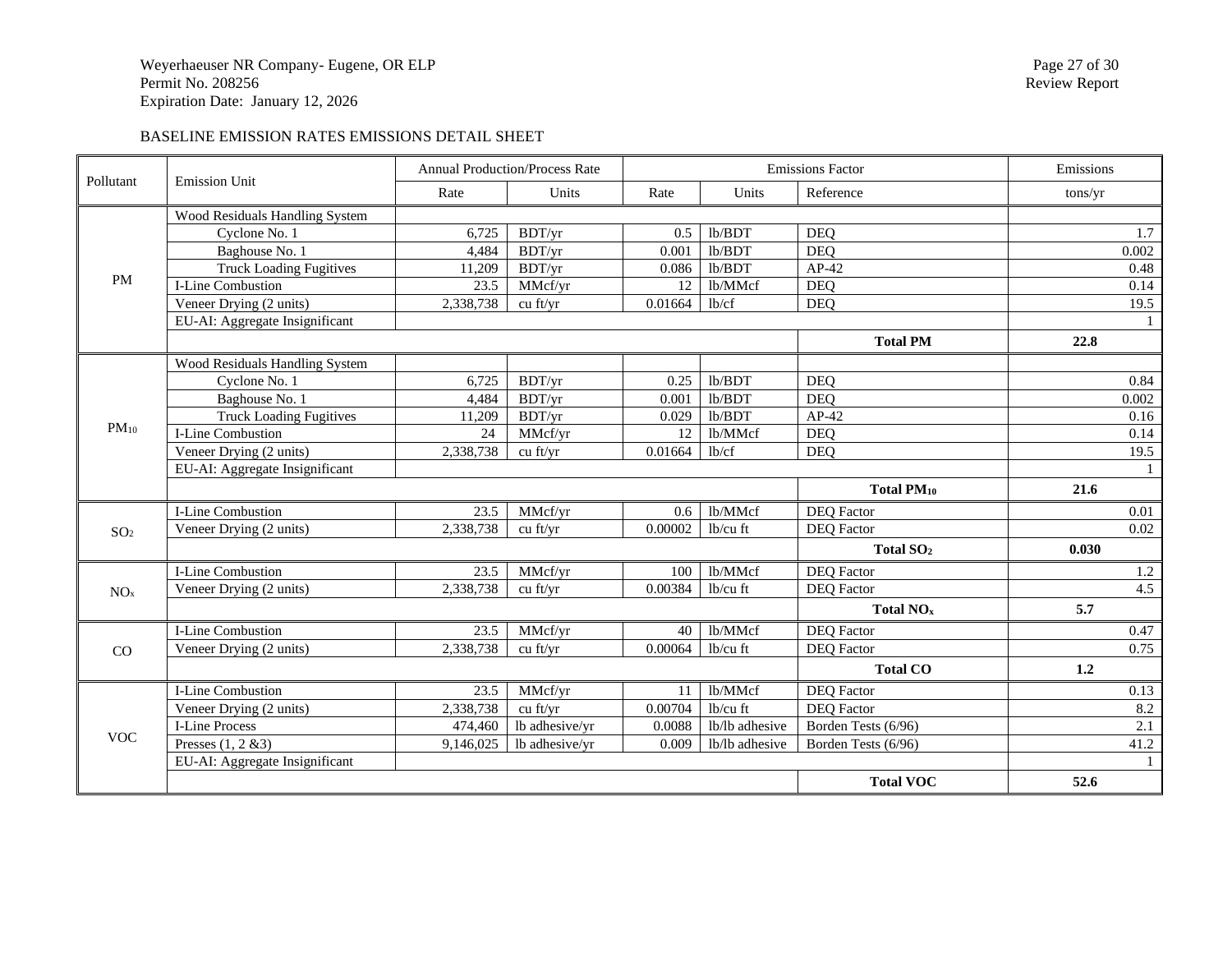BASELINE EMISSION RATES EMISSIONS DETAIL SHEET

| Pollutant | Emission Unit | Annual Production/Process Rate | | Emissions Factor | | | Emissions |
|---|---|---|---|---|---|---|---|
| | | Rate | Units | Rate | Units | Reference | tons/yr |
| PM | Wood Residuals Handling System | | | | | | |
| | Cyclone No. 1 | 6,725 | BDT/yr | 0.5 | lb/BDT | DEQ | 1.7 |
| | Baghouse No. 1 | 4,484 | BDT/yr | 0.001 | lb/BDT | DEQ | 0.002 |
| | Truck Loading Fugitives | 11,209 | BDT/yr | 0.086 | lb/BDT | AP-42 | 0.48 |
| | I-Line Combustion | 23.5 | MMcf/yr | 12 | lb/MMcf | DEQ | 0.14 |
| | Veneer Drying (2 units) | 2,338,738 | cu ft/yr | 0.01664 | lb/cf | DEQ | 19.5 |
| | EU-AI: Aggregate Insignificant | | | | | | 1 |
| | | | | | | **Total PM** | **22.8** |
| $PM_{10}$ | Wood Residuals Handling System | | | | | | |
| | Cyclone No. 1 | 6,725 | BDT/yr | 0.25 | lb/BDT | DEQ | 0.84 |
| | Baghouse No. 1 | 4,484 | BDT/yr | 0.001 | lb/BDT | DEQ | 0.002 |
| | Truck Loading Fugitives | 11,209 | BDT/yr | 0.029 | lb/BDT | AP-42 | 0.16 |
| | I-Line Combustion | 24 | MMcf/yr | 12 | lb/MMcf | DEQ | 0.14 |
| | Veneer Drying (2 units) | 2,338,738 | cu ft/yr | 0.01664 | lb/cf | DEQ | 19.5 |
| | EU-AI: Aggregate Insignificant | | | | | | 1 |
| | | | | | | **Total $PM_{10}$** | **21.6** |
| $SO_2$ | I-Line Combustion | 23.5 | MMcf/yr | 0.6 | lb/MMcf | DEQ Factor | 0.01 |
| | Veneer Drying (2 units) | 2,338,738 | cu ft/yr | 0.00002 | lb/cu ft | DEQ Factor | 0.02 |
| | | | | | | **Total $SO_2$** | **0.030** |
| $NO_x$ | I-Line Combustion | 23.5 | MMcf/yr | 100 | lb/MMcf | DEQ Factor | 1.2 |
| | Veneer Drying (2 units) | 2,338,738 | cu ft/yr | 0.00384 | lb/cu ft | DEQ Factor | 4.5 |
| | | | | | | **Total $NO_x$** | **5.7** |
| CO | I-Line Combustion | 23.5 | MMcf/yr | 40 | lb/MMcf | DEQ Factor | 0.47 |
| | Veneer Drying (2 units) | 2,338,738 | cu ft/yr | 0.00064 | lb/cu ft | DEQ Factor | 0.75 |
| | | | | | | **Total CO** | **1.2** |
| VOC | I-Line Combustion | 23.5 | MMcf/yr | 11 | lb/MMcf | DEQ Factor | 0.13 |
| | Veneer Drying (2 units) | 2,338,738 | cu ft/yr | 0.00704 | lb/cu ft | DEQ Factor | 8.2 |
| | I-Line Process | 474,460 | lb adhesive/yr | 0.0088 | lb/lb adhesive | Borden Tests (6/96) | 2.1 |
| | Presses (1, 2 &3) | 9,146,025 | lb adhesive/yr | 0.009 | lb/lb adhesive | Borden Tests (6/96) | 41.2 |
| | EU-AI: Aggregate Insignificant | | | | | | 1 |
| | | | | | | **Total VOC** | **52.6** |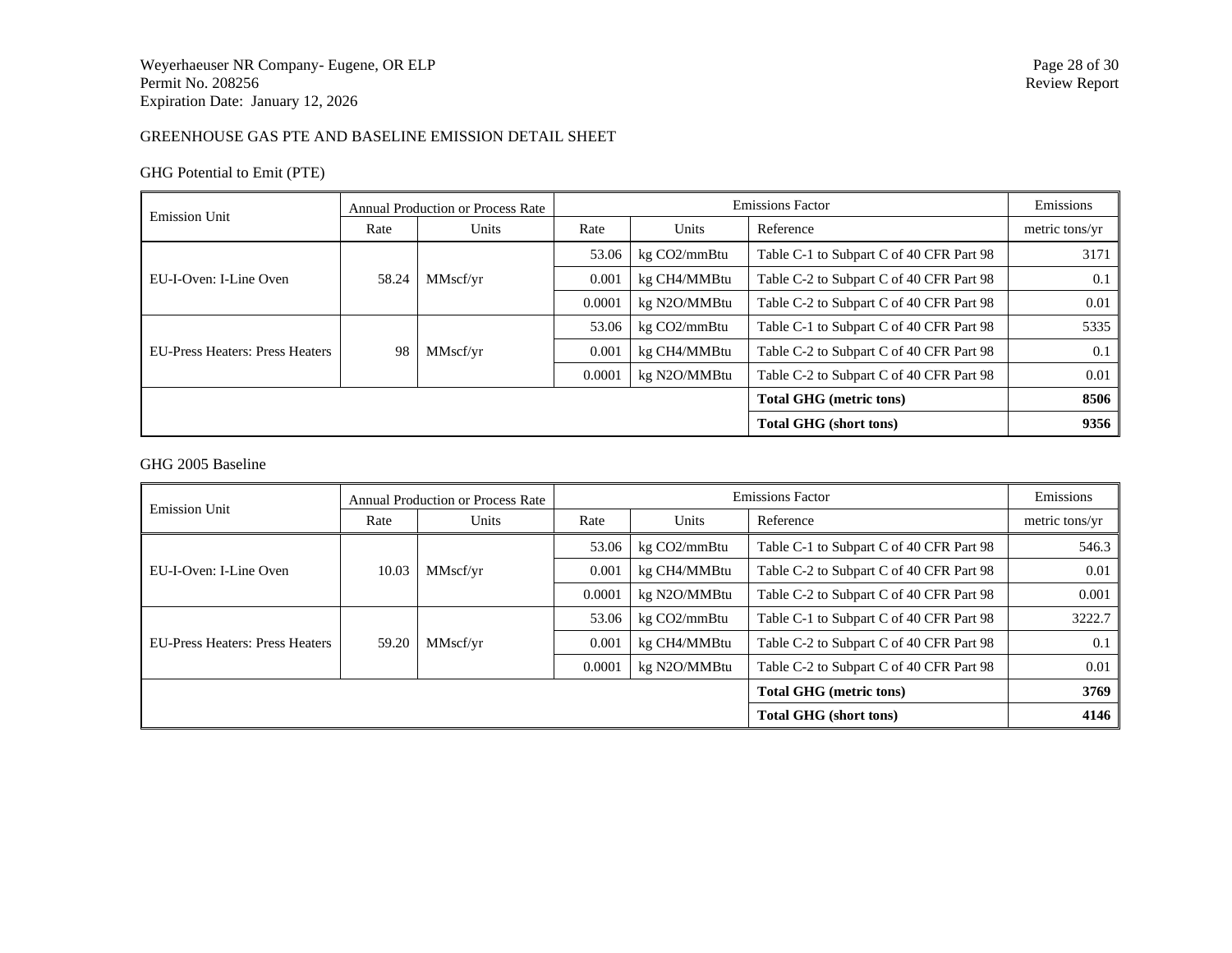GREENHOUSE GAS PTE AND BASELINE EMISSION DETAIL SHEET

GHG Potential to Emit (PTE)

| Emission Unit | Annual Production or Process Rate | | Emissions Factor | | | Emissions |
|---|---|---|---|---|---|---|
| | Rate | Units | Rate | Units | Reference | metric tons/yr |
| EU-I-Oven: I-Line Oven | 58.24 | MMscf/yr | 53.06 | kg $CO_2$/mmBtu | Table C-1 to Subpart C of 40 CFR Part 98 | 3171 |
| | | | 0.001 | kg $CH_4$/MMBtu | Table C-2 to Subpart C of 40 CFR Part 98 | 0.1 |
| | | | 0.0001 | kg $N_2O$/MMBtu | Table C-2 to Subpart C of 40 CFR Part 98 | 0.01 |
| EU-Press Heaters: Press Heaters | 98 | MMscf/yr | 53.06 | kg $CO_2$/mmBtu | Table C-1 to Subpart C of 40 CFR Part 98 | 5335 |
| | | | 0.001 | kg $CH_4$/MMBtu | Table C-2 to Subpart C of 40 CFR Part 98 | 0.1 |
| | | | 0.0001 | kg $N_2O$/MMBtu | Table C-2 to Subpart C of 40 CFR Part 98 | 0.01 |
| | | | | | **Total GHG (metric tons)** | **8506** |
| | | | | | **Total GHG (short tons)** | **9356** |

GHG 2005 Baseline

| Emission Unit | Annual Production or Process Rate | | Emissions Factor | | | Emissions |
|---|---|---|---|---|---|---|
| | Rate | Units | Rate | Units | Reference | metric tons/yr |
| EU-I-Oven: I-Line Oven | 10.03 | MMscf/yr | 53.06 | kg $CO_2$/mmBtu | Table C-1 to Subpart C of 40 CFR Part 98 | 546.3 |
| | | | 0.001 | kg $CH_4$/MMBtu | Table C-2 to Subpart C of 40 CFR Part 98 | 0.01 |
| | | | 0.0001 | kg $N_2O$/MMBtu | Table C-2 to Subpart C of 40 CFR Part 98 | 0.001 |
| EU-Press Heaters: Press Heaters | 59.20 | MMscf/yr | 53.06 | kg $CO_2$/mmBtu | Table C-1 to Subpart C of 40 CFR Part 98 | 3222.7 |
| | | | 0.001 | kg $CH_4$/MMBtu | Table C-2 to Subpart C of 40 CFR Part 98 | 0.1 |
| | | | 0.0001 | kg $N_2O$/MMBtu | Table C-2 to Subpart C of 40 CFR Part 98 | 0.01 |
| | | | | | **Total GHG (metric tons)** | **3769** |
| | | | | | **Total GHG (short tons)** | **4146** |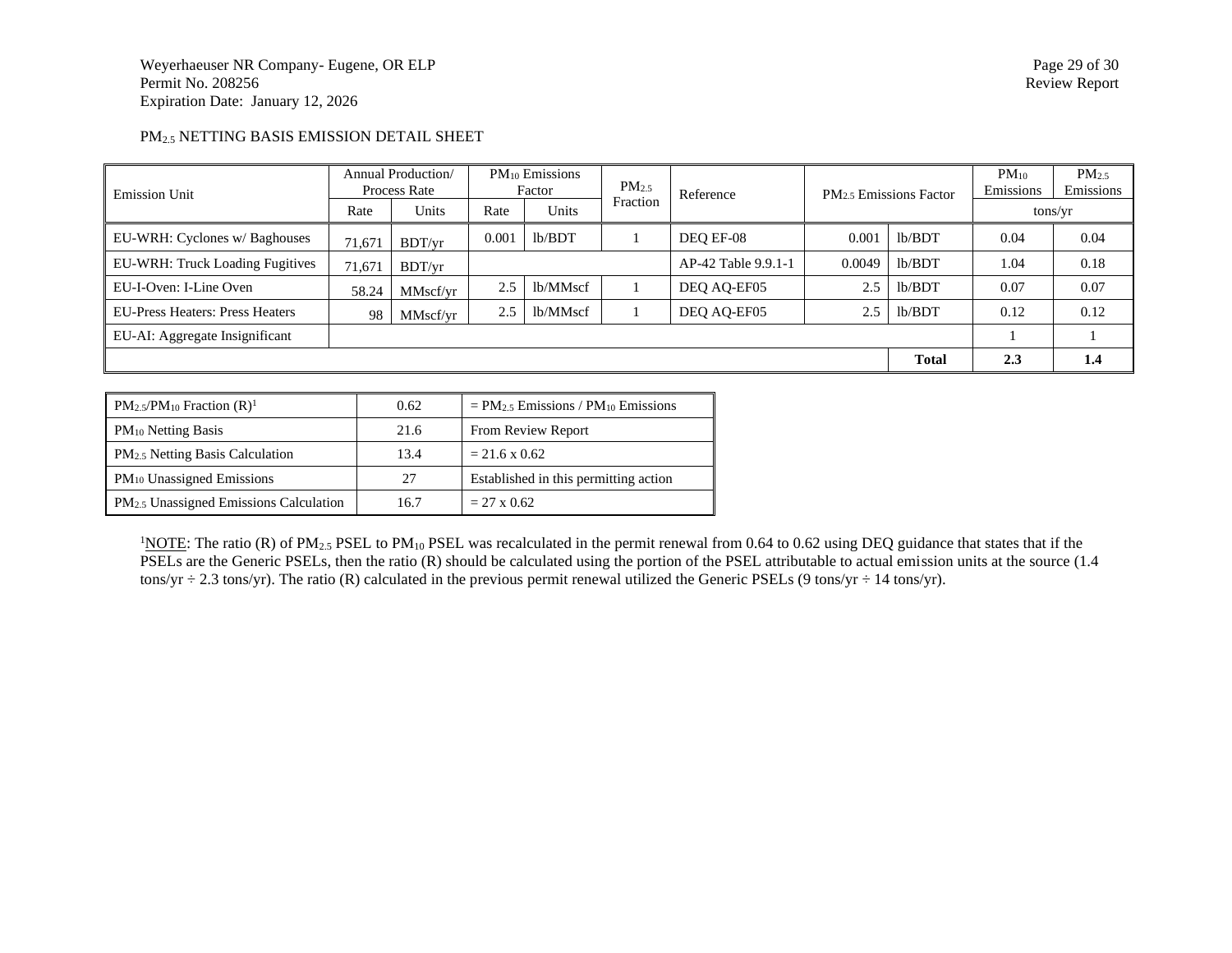$PM_{2.5}$ NETTING BASIS EMISSION DETAIL SHEET

| Emission Unit | Annual Production/ Process Rate | | $PM_{10}$ Emissions Factor | | $PM_{2.5}$ Fraction | Reference | $PM_{2.5}$ Emissions Factor | | $PM_{10}$ Emissions | $PM_{2.5}$ Emissions |
|---|---|---|---|---|---|---|---|---|---|---|
| | Rate | Units | Rate | Units | | | | | tons/yr | |
| EU-WRH: Cyclones w/ Baghouses | 71,671 | BDT/yr | 0.001 | lb/BDT | 1 | DEQ EF-08 | 0.001 | lb/BDT | 0.04 | 0.04 |
| EU-WRH: Truck Loading Fugitives | 71,671 | BDT/yr | | | | AP-42 Table 9.9.1-1 | 0.0049 | lb/BDT | 1.04 | 0.18 |
| EU-I-Oven: I-Line Oven | 58.24 | MMscf/yr | 2.5 | lb/MMscf | 1 | DEQ AQ-EF05 | 2.5 | lb/BDT | 0.07 | 0.07 |
| EU-Press Heaters: Press Heaters | 98 | MMscf/yr | 2.5 | lb/MMscf | 1 | DEQ AQ-EF05 | 2.5 | lb/BDT | 0.12 | 0.12 |
| EU-AI: Aggregate Insignificant | | | | | | | | | 1 | 1 |
| | | | | | | | | **Total** | **2.3** | **1.4** |

| | | |
|---|---|---|
| $PM_{2.5}/PM_{10}$ Fraction (R)[1] | 0.62 | = $PM_{2.5}$ Emissions / $PM_{10}$ Emissions |
| $PM_{10}$ Netting Basis | 21.6 | From Review Report |
| $PM_{2.5}$ Netting Basis Calculation | 13.4 | = 21.6 x 0.62 |
| $PM_{10}$ Unassigned Emissions | 27 | Established in this permitting action |
| $PM_{2.5}$ Unassigned Emissions Calculation | 16.7 | = 27 x 0.62 |

[1]NOTE: The ratio (R) of $PM_{2.5}$ PSEL to $PM_{10}$ PSEL was recalculated in the permit renewal from 0.64 to 0.62 using DEQ guidance that states that if the PSELs are the Generic PSELs, then the ratio (R) should be calculated using the portion of the PSEL attributable to actual emission units at the source (1.4 tons/yr ÷ 2.3 tons/yr). The ratio (R) calculated in the previous permit renewal utilized the Generic PSELs (9 tons/yr ÷ 14 tons/yr).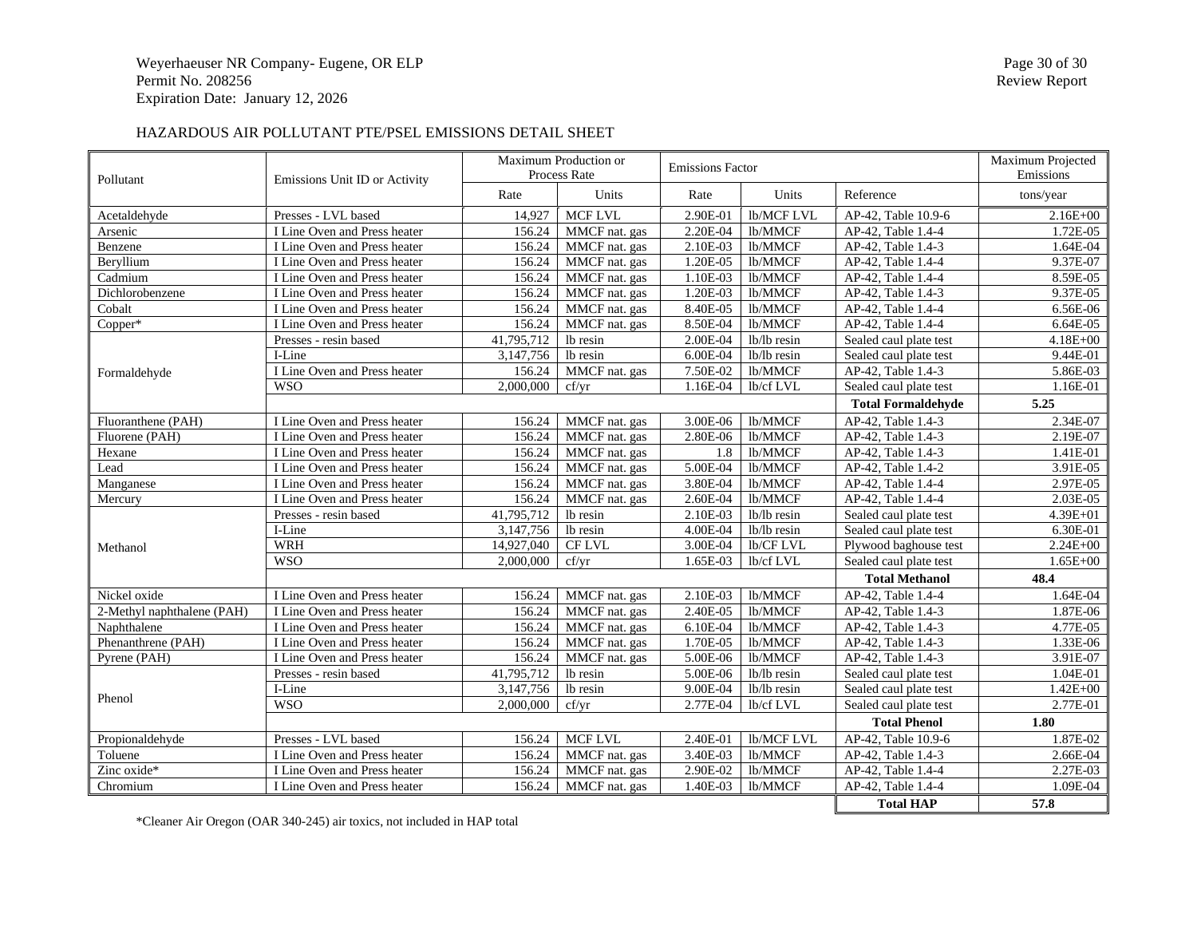HAZARDOUS AIR POLLUTANT PTE/PSEL EMISSIONS DETAIL SHEET

| Pollutant | Emissions Unit ID or Activity | Maximum Production or Process Rate | | Emissions Factor | | | Maximum Projected Emissions |
|---|---|---|---|---|---|---|---|
| | | Rate | Units | Rate | Units | Reference | tons/year |
| Acetaldehyde | Presses - LVL based | 14,927 | MCF LVL | 2.90E-01 | lb/MCF LVL | AP-42, Table 10.9-6 | 2.16E+00 |
| Arsenic | I Line Oven and Press heater | 156.24 | MMCF nat. gas | 2.20E-04 | lb/MMCF | AP-42, Table 1.4-4 | 1.72E-05 |
| Benzene | I Line Oven and Press heater | 156.24 | MMCF nat. gas | 2.10E-03 | lb/MMCF | AP-42, Table 1.4-3 | 1.64E-04 |
| Beryllium | I Line Oven and Press heater | 156.24 | MMCF nat. gas | 1.20E-05 | lb/MMCF | AP-42, Table 1.4-4 | 9.37E-07 |
| Cadmium | I Line Oven and Press heater | 156.24 | MMCF nat. gas | 1.10E-03 | lb/MMCF | AP-42, Table 1.4-4 | 8.59E-05 |
| Dichlorobenzene | I Line Oven and Press heater | 156.24 | MMCF nat. gas | 1.20E-03 | lb/MMCF | AP-42, Table 1.4-3 | 9.37E-05 |
| Cobalt | I Line Oven and Press heater | 156.24 | MMCF nat. gas | 8.40E-05 | lb/MMCF | AP-42, Table 1.4-4 | 6.56E-06 |
| Copper* | I Line Oven and Press heater | 156.24 | MMCF nat. gas | 8.50E-04 | lb/MMCF | AP-42, Table 1.4-4 | 6.64E-05 |
| Formaldehyde | Presses - resin based | 41,795,712 | lb resin | 2.00E-04 | lb/lb resin | Sealed caul plate test | 4.18E+00 |
| | I-Line | 3,147,756 | lb resin | 6.00E-04 | lb/lb resin | Sealed caul plate test | 9.44E-01 |
| | I Line Oven and Press heater | 156.24 | MMCF nat. gas | 7.50E-02 | lb/MMCF | AP-42, Table 1.4-3 | 5.86E-03 |
| | WSO | 2,000,000 | cf/yr | 1.16E-04 | lb/cf LVL | Sealed caul plate test | 1.16E-01 |
| | | | | | | **Total Formaldehyde** | **5.25** |
| Fluoranthene (PAH) | I Line Oven and Press heater | 156.24 | MMCF nat. gas | 3.00E-06 | lb/MMCF | AP-42, Table 1.4-3 | 2.34E-07 |
| Fluorene (PAH) | I Line Oven and Press heater | 156.24 | MMCF nat. gas | 2.80E-06 | lb/MMCF | AP-42, Table 1.4-3 | 2.19E-07 |
| Hexane | I Line Oven and Press heater | 156.24 | MMCF nat. gas | 1.8 | lb/MMCF | AP-42, Table 1.4-3 | 1.41E-01 |
| Lead | I Line Oven and Press heater | 156.24 | MMCF nat. gas | 5.00E-04 | lb/MMCF | AP-42, Table 1.4-2 | 3.91E-05 |
| Manganese | I Line Oven and Press heater | 156.24 | MMCF nat. gas | 3.80E-04 | lb/MMCF | AP-42, Table 1.4-4 | 2.97E-05 |
| Mercury | I Line Oven and Press heater | 156.24 | MMCF nat. gas | 2.60E-04 | lb/MMCF | AP-42, Table 1.4-4 | 2.03E-05 |
| Methanol | Presses - resin based | 41,795,712 | lb resin | 2.10E-03 | lb/lb resin | Sealed caul plate test | 4.39E+01 |
| | I-Line | 3,147,756 | lb resin | 4.00E-04 | lb/lb resin | Sealed caul plate test | 6.30E-01 |
| | WRH | 14,927,040 | CF LVL | 3.00E-04 | lb/CF LVL | Plywood baghouse test | 2.24E+00 |
| | WSO | 2,000,000 | cf/yr | 1.65E-03 | lb/cf LVL | Sealed caul plate test | 1.65E+00 |
| | | | | | | **Total Methanol** | **48.4** |
| Nickel oxide | I Line Oven and Press heater | 156.24 | MMCF nat. gas | 2.10E-03 | lb/MMCF | AP-42, Table 1.4-4 | 1.64E-04 |
| 2-Methyl naphthalene (PAH) | I Line Oven and Press heater | 156.24 | MMCF nat. gas | 2.40E-05 | lb/MMCF | AP-42, Table 1.4-3 | 1.87E-06 |
| Naphthalene | I Line Oven and Press heater | 156.24 | MMCF nat. gas | 6.10E-04 | lb/MMCF | AP-42, Table 1.4-3 | 4.77E-05 |
| Phenanthrene (PAH) | I Line Oven and Press heater | 156.24 | MMCF nat. gas | 1.70E-05 | lb/MMCF | AP-42, Table 1.4-3 | 1.33E-06 |
| Pyrene (PAH) | I Line Oven and Press heater | 156.24 | MMCF nat. gas | 5.00E-06 | lb/MMCF | AP-42, Table 1.4-3 | 3.91E-07 |
| Phenol | Presses - resin based | 41,795,712 | lb resin | 5.00E-06 | lb/lb resin | Sealed caul plate test | 1.04E-01 |
| | I-Line | 3,147,756 | lb resin | 9.00E-04 | lb/lb resin | Sealed caul plate test | 1.42E+00 |
| | WSO | 2,000,000 | cf/yr | 2.77E-04 | lb/cf LVL | Sealed caul plate test | 2.77E-01 |
| | | | | | | **Total Phenol** | **1.80** |
| Propionaldehyde | Presses - LVL based | 156.24 | MCF LVL | 2.40E-01 | lb/MCF LVL | AP-42, Table 10.9-6 | 1.87E-02 |
| Toluene | I Line Oven and Press heater | 156.24 | MMCF nat. gas | 3.40E-03 | lb/MMCF | AP-42, Table 1.4-3 | 2.66E-04 |
| Zinc oxide* | I Line Oven and Press heater | 156.24 | MMCF nat. gas | 2.90E-02 | lb/MMCF | AP-42, Table 1.4-4 | 2.27E-03 |
| Chromium | I Line Oven and Press heater | 156.24 | MMCF nat. gas | 1.40E-03 | lb/MMCF | AP-42, Table 1.4-4 | 1.09E-04 |
| | | | | | | **Total HAP** | **57.8** |

*Cleaner Air Oregon (OAR 340-245) air toxics, not included in HAP total